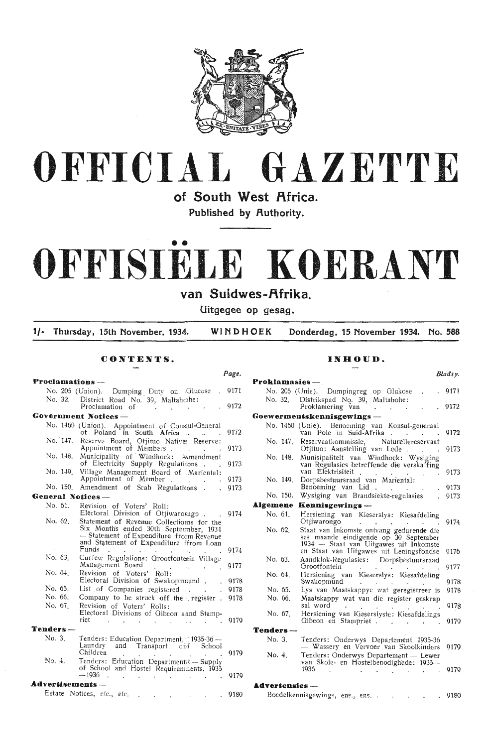# OFFICIAL GAZETTE

## of South West Africa.

**Published by Authority.**

# OFFISIËLE KOERANT

## van Suidwes-Afrika.

**Uitgegee op gesag.**

1/- Thursday, 15th November, 1934. WINDHOEK Donderdag, 15 November 1934. No. 588

## CONTENTS.

| | Page. |
|---|---|
| **Proclamations —** | |
| No. 205 (Union). Dumping Duty on Glucose | 9171 |
| No. 32. District Road No. 39, Maltahohe: Proclamation of | 9172 |
| **Government Notices —** | |
| No. 1460 (Union). Appointment of Consul-General of Poland in South Africa | 9172 |
| No. 147. Reserve Board, Otjituo Native Reserve: Appointment of Members | 9173 |
| No. 148. Municipality of Windhoek: Amendment of Electricity Supply Regulations | 9173 |
| No. 149. Village Management Board of Mariental: Appointment of Member | 9173 |
| No. 150. Amendment of Scab Regulations | 9173 |
| **General Notices —** | |
| No. 61. Revision of Voters' Roll: Electoral Division of Otjiwarongo | 9174 |
| No. 62. Statement of Revenue Collections for the Six Months ended 30th September, 1934 — Statement of Expenditure from Revenue and Statement of Expenditure from Loan Funds | 9174 |
| No. 63. Curfew Regulations: Grootfontein Village Management Board | 9177 |
| No. 64. Revision of Voters' Roll: Electoral Division of Swakopmund | 9178 |
| No. 65. List of Companies registered | 9178 |
| No. 66. Company to be struck off the register | 9178 |
| No. 67. Revision of Voters' Rolls: Electoral Divisions of Gibeon and Stampriet | 9179 |
| **Tenders —** | |
| No. 3. Tenders: Education Department, 1935-36 — Laundry and Transport of School Children | 9179 |
| No. 4. Tenders: Education Department — Supply of School and Hostel Requirements, 1935 — 1936 | 9179 |
| **Advertisements —** | |
| Estate Notices, etc., etc. | 9180 |

## INHOUD.

| | Bladsy. |
|---|---|
| **Proklamasies —** | |
| No. 205 (Unie). Dumpingreg op Glukose | 9171 |
| No. 32. Distrikspad No. 39, Maltahohe: Proklamering van | 9172 |
| **Goewermentskennisgewings —** | |
| No. 1460 (Unie). Benoeming van Konsul-generaal van Pole in Suid-Afrika | 9172 |
| No. 147. Reservaatkommissie, Naturellereservaat Otjituo: Aanstelling van Lede | 9173 |
| No. 148. Munisipaliteit van Windhoek: Wysiging van Regulasies betreffende die verskaffing van Elektrisiteit | 9173 |
| No. 149. Dorpsbestuursraad van Mariental: Benoeming van Lid | 9173 |
| No. 150. Wysiging van Brandsiekte-regulasies | 9173 |
| **Algemene Kennisgewings —** | |
| No. 61. Hersiening van Kieserslys: Kiesafdeling Otjiwarongo | 9174 |
| No. 62. Staat van Inkomste ontvang gedurende die ses maande eindigende op 30 September 1934 — Staat van Uitgawes uit Inkomste en Staat van Uitgawes uit Leningsfondse | 9176 |
| No. 63. Aandklok-Regulasies: Dorpsbestuursraad Grootfontein | 9177 |
| No. 64. Hersiening van Kieserslys: Kiesafdeling Swakopmund | 9178 |
| No. 65. Lys van Maatskappye wat geregistreer is | 9178 |
| No. 66. Maatskappy wat van die register geskrap sal word | 9178 |
| No. 67. Hersiening van Kieserslyste: Kiesafdelings Gibeon en Stampriet | 9179 |
| **Tenders —** | |
| No. 3. Tenders: Onderwys Departement 1935-36 — Wassery en Vervoer van Skoolkinders | 9179 |
| No. 4. Tenders: Onderwys Departement — Lewer van Skole- en Hostelbenodighede: 1935—1936 | 9179 |
| **Advertensies —** | |
| Boedelkennisgewings, ens., ens. | 9180 |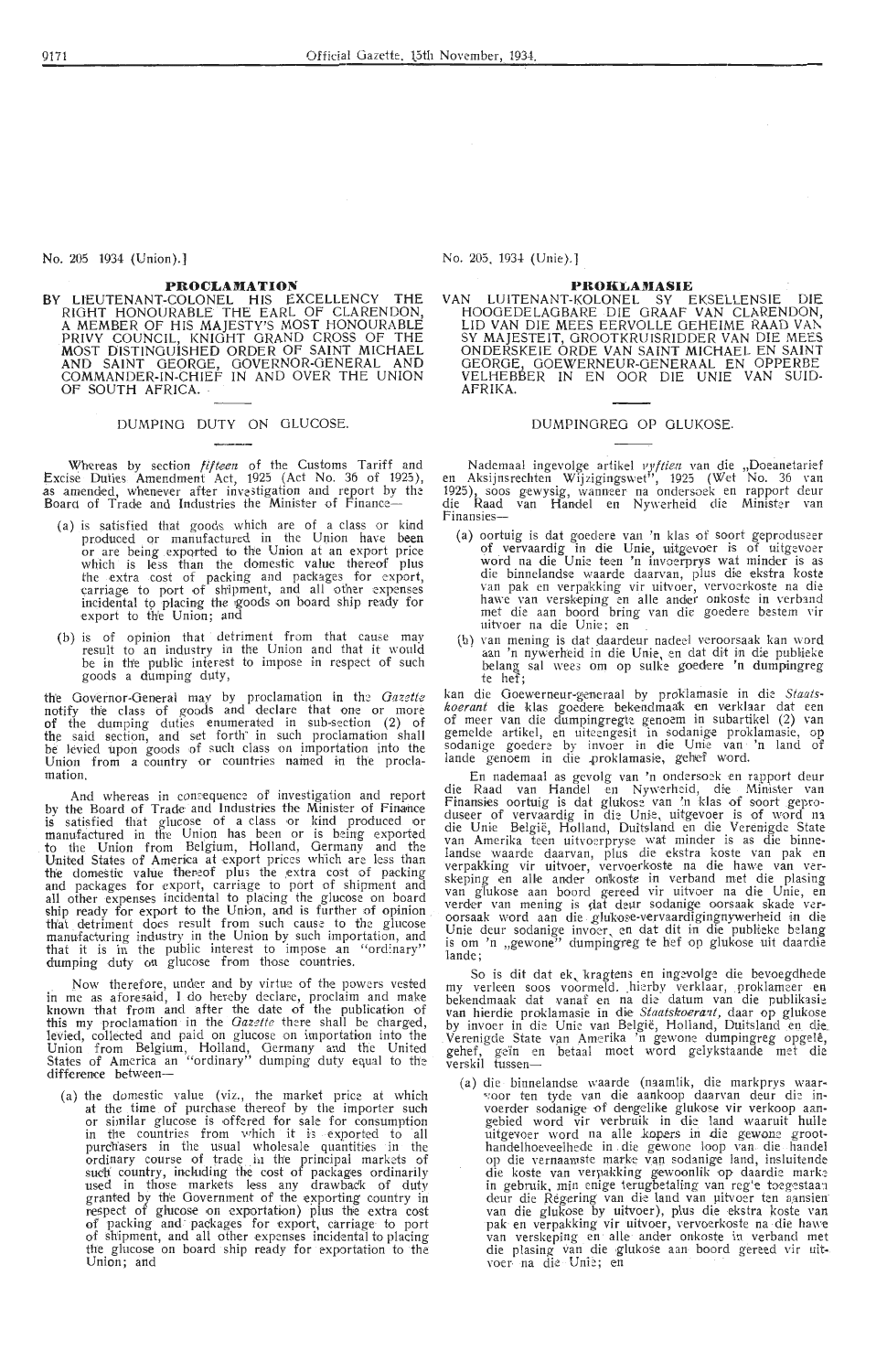No. 205 1934 (Union).]

# PROCLAMATION

BY LIEUTENANT-COLONEL HIS EXCELLENCY THE RIGHT HONOURABLE THE EARL OF CLARENDON, A MEMBER OF HIS MAJESTY'S MOST HONOURABLE PRIVY COUNCIL, KNIGHT GRAND CROSS OF THE MOST DISTINGUISHED ORDER OF SAINT MICHAEL AND SAINT GEORGE, GOVERNOR-GENERAL AND COMMANDER-IN-CHIEF IN AND OVER THE UNION OF SOUTH AFRICA.

## DUMPING DUTY ON GLUCOSE.

Whereas by section *fifteen* of the Customs Tariff and Excise Duties Amendment Act, 1925 (Act No. 36 of 1925), as amended, whenever after investigation and report by the Board of Trade and Industries the Minister of Finance—

(a) is satisfied that goods which are of a class or kind produced or manufactured in the Union have been or are being exported to the Union at an export price which is less than the domestic value thereof plus the extra cost of packing and packages for export, carriage to port of shipment, and all other expenses incidental to placing the goods on board ship ready for export to the Union; and

(b) is of opinion that detriment from that cause may result to an industry in the Union and that it would be in the public interest to impose in respect of such goods a dumping duty,

the Governor-General may by proclamation in the *Gazette* notify the class of goods and declare that one or more of the dumping duties enumerated in sub-section (2) of the said section, and set forth in such proclamation shall be levied upon goods of such class on importation into the Union from a country or countries named in the proclamation.

And whereas in consequence of investigation and report by the Board of Trade and Industries the Minister of Finance is satisfied that glucose of a class or kind produced or manufactured in the Union has been or is being exported to the Union from Belgium, Holland, Germany and the United States of America at export prices which are less than the domestic value thereof plus the extra cost of packing and packages for export, carriage to port of shipment and all other expenses incidental to placing the glucose on board ship ready for export to the Union, and is further of opinion that detriment does result from such cause to the glucose manufacturing industry in the Union by such importation, and that it is in the public interest to impose an "ordinary" dumping duty on glucose from those countries.

Now therefore, under and by virtue of the powers vested in me as aforesaid, I do hereby declare, proclaim and make known that from and after the date of the publication of this my proclamation in the *Gazette* there shall be charged, levied, collected and paid on glucose on importation into the Union from Belgium, Holland, Germany and the United States of America an "ordinary" dumping duty equal to the difference between—

(a) the domestic value (viz., the market price at which at the time of purchase thereof by the importer such or similar glucose is offered for sale for consumption in the countries from which it is exported to all purchasers in the usual wholesale quantities in the ordinary course of trade in the principal markets of such country, including the cost of packages ordinarily used in those markets less any drawback of duty granted by the Government of the exporting country in respect of glucose on exportation) plus the extra cost of packing and packages for export, carriage to port of shipment, and all other expenses incidental to placing the glucose on board ship ready for exportation to the Union; and

No. 205, 1934 (Unie).]

# PROKLAMASIE

VAN LUITENANT-KOLONEL SY EKSELLENSIE DIE HOOGEDELAGBARE DIE GRAAF VAN CLARENDON, LID VAN DIE MEES EERVOLLE GEHEIME RAAD VAN SY MAJESTEIT, GROOTKRUISRIDDER VAN DIE MEES ONDERSKEIE ORDE VAN SAINT MICHAEL EN SAINT GEORGE, GOEWERNEUR-GENERAAL EN OPPERBEVELHEBBER IN EN OOR DIE UNIE VAN SUID-AFRIKA.

## DUMPINGREG OP GLUKOSE.

Nademaal ingevolge artikel *vyftien* van die „Doeanetarief en Aksijnsrechten Wijzigingswet", 1925 (Wet No. 36 van 1925), soos gewysig, wanneer na ondersoek en rapport deur die Raad van Handel en Nywerheid die Minister van Finansies—

(a) oortuig is dat goedere van 'n klas of soort geproduseer of vervaardig in die Unie, uitgevoer is of uitgevoer word na die Unie teen 'n invoerprys wat minder is as die binnelandse waarde daarvan, plus die ekstra koste van pak en verpakking vir uitvoer, vervoerkoste na die hawe van verskeping en alle ander onkoste in verband met die aan boord bring van die goedere bestem vir uitvoer na die Unie; en

(b) van mening is dat daardeur nadeel veroorsaak kan word aan 'n nywerheid in die Unie, en dat dit in die publieke belang sal wees om op sulke goedere 'n dumpingreg te hef;

kan die Goewerneur-generaal by proklamasie in die *Staatskoerant* die klas goedere bekendmaak en verklaar dat een of meer van die dumpingregte genoem in subartikel (2) van gemelde artikel, en uiteengesit in sodanige proklamasie, op sodanige goedere by invoer in die Unie van 'n land of lande genoem in die proklamasie, gehef word.

En nademaal as gevolg van 'n ondersoek en rapport deur die Raad van Handel en Nywerheid, die Minister van Finansies oortuig is dat glukose van 'n klas of soort geproduseer of vervaardig in die Unie, uitgevoer is of word na die Unie van België, Holland, Duitsland en die Verenigde State van Amerika teen uitvoerpryse wat minder is as die binnelandse waarde daarvan, plus die ekstra koste van pak en verpakking vir uitvoer, vervoerkoste na die hawe van verskeping en alle ander onkoste in verband met die plasing van glukose aan boord gereed vir uitvoer na die Unie, en verder van mening is dat deur sodanige oorsaak skade veroorsaak word aan die glukose-vervaardigingnywerheid in die Unie deur sodanige invoer, en dat dit in die publieke belang is om 'n „gewone" dumpingreg te hef op glukose uit daardie lande;

So is dit dat ek, kragtens en ingevolge die bevoegdhede my verleen soos voormeld, hierby verklaar, proklameer en bekendmaak dat vanaf en na die datum van die publikasie van hierdie proklamasie in die *Staatskoerant*, daar op glukose by invoer in die Unie van België, Holland, Duitsland en die Verenigde State van Amerika 'n gewone dumpingreg opgelê, gehef, geïn en betaal moet word gelykstaande met die verskil tussen—

(a) die binnelandse waarde (naamlik, die markprys waarvoor ten tyde van die aankoop daarvan deur die invoerder sodanige of dergelike glukose vir verkoop aangebied word vir verbruik in die land waaruit hulle uitgevoer word na alle kopers in die gewone groothandelhoeveelhede in die gewone loop van die handel op die vernaamste marke van sodanige land, insluitende die koste van verpakking gewoonlik op daardie markte in gebruik, min enige terugbetaling van reg's toegestaan deur die Regering van die land van uitvoer ten aansien van die glukose by uitvoer), plus die ekstra koste van pak en verpakking vir uitvoer, vervoerkoste na die hawe van verskeping en alle ander onkoste in verband met die plasing van die glukose aan boord gereed vir uitvoer na die Unie; en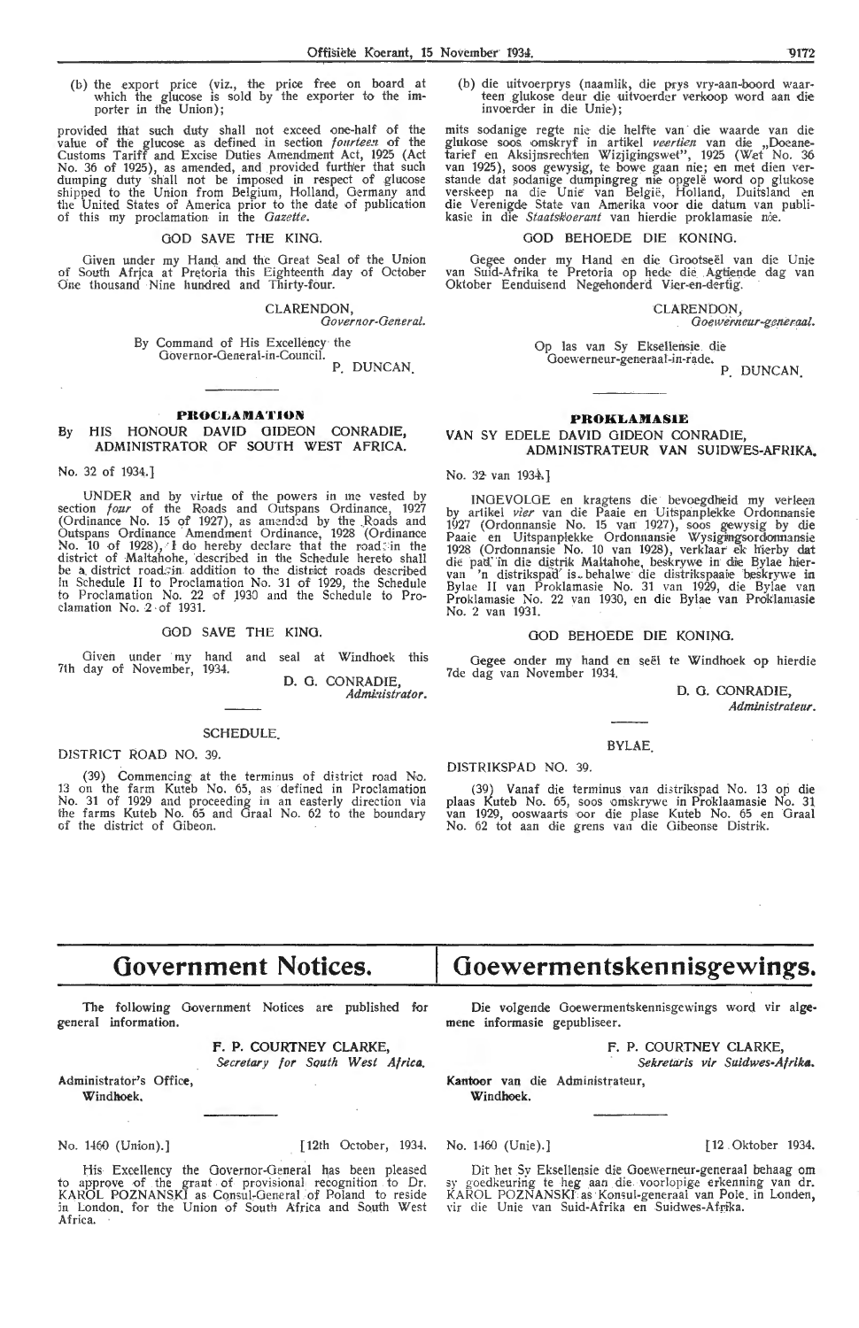(b) the export price (viz., the price free on board at which the glucose is sold by the exporter to the importer in the Union);

provided that such duty shall not exceed one-half of the value of the glucose as defined in section *fourteen* of the Customs Tariff and Excise Duties Amendment Act, 1925 (Act No. 36 of 1925), as amended, and provided further that such dumping duty shall not be imposed in respect of glucose shipped to the Union from Belgium, Holland, Germany and the United States of America prior to the date of publication of this my proclamation in the *Gazette*.

GOD SAVE THE KING.

Given under my Hand and the Great Seal of the Union of South Africa at Pretoria this Eighteenth day of October One thousand Nine hundred and Thirty-four.

CLARENDON,
*Governor-General.*

By Command of His Excellency the Governor-General-in-Council.
P. DUNCAN.

(b) die uitvoerprys (naamlik, die prys vry-aan-boord waarteen glukose deur die uitvoerder verkoop word aan die invoerder in die Unie);

mits sodanige regte nie die helfte van die waarde van die glukose soos omskryf in artikel *veertien* van die „Doeanetarief en Aksijnsrechten Wizigingswet", 1925 (Wet No. 36 van 1925), soos gewysig, te bowe gaan nie; en met dien verstande dat sodanige dumpingreg nie opgelê word op glukose verskeep na die Unie van België, Holland, Duitsland en die Verenigde State van Amerika voor die datum van publikasie in die *Staatskoerant* van hierdie proklamasie nie.

GOD BEHOEDE DIE KONING.

Gegee onder my Hand en die Grootseël van die Unie van Suid-Afrika te Pretoria op hede die Agtiende dag van Oktober Eenduisend Negehonderd Vier-en-dertig.

CLARENDON,
*Goewerneur-generaal.*

Op las van Sy Eksellensie die Goewerneur-generaal-in-rade.
P. DUNCAN.

## PROCLAMATION

### By HIS HONOUR DAVID GIDEON CONRADIE, ADMINISTRATOR OF SOUTH WEST AFRICA.

No. 32 of 1934.]

UNDER and by virtue of the powers in me vested by section *four* of the Roads and Outspans Ordinance, 1927 (Ordinance No. 15 of 1927), as amended by the Roads and Outspans Ordinance Amendment Ordinance, 1928 (Ordinance No. 10 of 1928), I do hereby declare that the road in the district of Maltahohe, described in the Schedule hereto shall be a district road in addition to the district roads described in Schedule II to Proclamation No. 31 of 1929, the Schedule to Proclamation No. 22 of 1930 and the Schedule to Proclamation No. 2 of 1931.

GOD SAVE THE KING.

Given under my hand and seal at Windhoek this 7th day of November, 1934.

D. G. CONRADIE,
*Administrator.*

SCHEDULE.

DISTRICT ROAD NO. 39.

(39) Commencing at the terminus of district road No. 13 on the farm Kuteb No. 65, as defined in Proclamation No. 31 of 1929 and proceeding in an easterly direction via the farms Kuteb No. 65 and Graal No. 62 to the boundary of the district of Gibeon.

## PROKLAMASIE

### VAN SY EDELE DAVID GIDEON CONRADIE, ADMINISTRATEUR VAN SUIDWES-AFRIKA.

No. 32 van 1934.]

INGEVOLGE en kragtens die bevoegdheid my verleen by artikel *vier* van die Paaie en Uitspanplekke Ordonnansie 1927 (Ordonnansie No. 15 van 1927), soos gewysig by die Paaie en Uitspanplekke Ordonnansie Wysigingsordonnansie 1928 (Ordonnansie No. 10 van 1928), verklaar ek hierby dat die pad in die distrik Maltahohe, beskrywe in die Bylae hiervan 'n distrikspad is behalwe die distrikspaaie beskrywe in Bylae II van Proklamasie No. 31 van 1929, die Bylae van Proklamasie No. 22 van 1930, en die Bylae van Proklamasie No. 2 van 1931.

GOD BEHOEDE DIE KONING.

Gegee onder my hand en seël te Windhoek op hierdie 7de dag van November 1934.

D. G. CONRADIE,
*Administrateur.*

BYLAE.

DISTRIKSPAD NO. 39.

(39) Vanaf die terminus van distrikspad No. 13 op die plaas Kuteb No. 65, soos omskrywe in Proklamasie No. 31 van 1929, ooswaarts oor die plase Kuteb No. 65 en Graal No. 62 tot aan die grens van die Gibeonse Distrik.

# Government Notices.

The following Government Notices are published for general information.

F. P. COURTNEY CLARKE,
*Secretary for South West Africa.*

Administrator's Office,
Windhoek.

No. 1460 (Union).] [12th October, 1934.

His Excellency the Governor-General has been pleased to approve of the grant of provisional recognition to Dr. KAROL POZNANSKI as Consul-General of Poland to reside in London, for the Union of South Africa and South West Africa.

# Goewermentskennisgewings.

Die volgende Goewermentskennisgewings word vir algemene informasie gepubliseer.

F. P. COURTNEY CLARKE,
*Sekretaris vir Suidwes-Afrika.*

Kantoor van die Administrateur,
Windhoek.

No. 1460 (Unie).] [12 Oktober 1934.

Dit het Sy Eksellensie die Goewerneur-generaal behaag om sy goedkeuring te heg aan die voorlopige erkenning van dr. KAROL POZNANSKI as Konsul-generaal van Pole, in Londen, vir die Unie van Suid-Afrika en Suidwes-Afrika.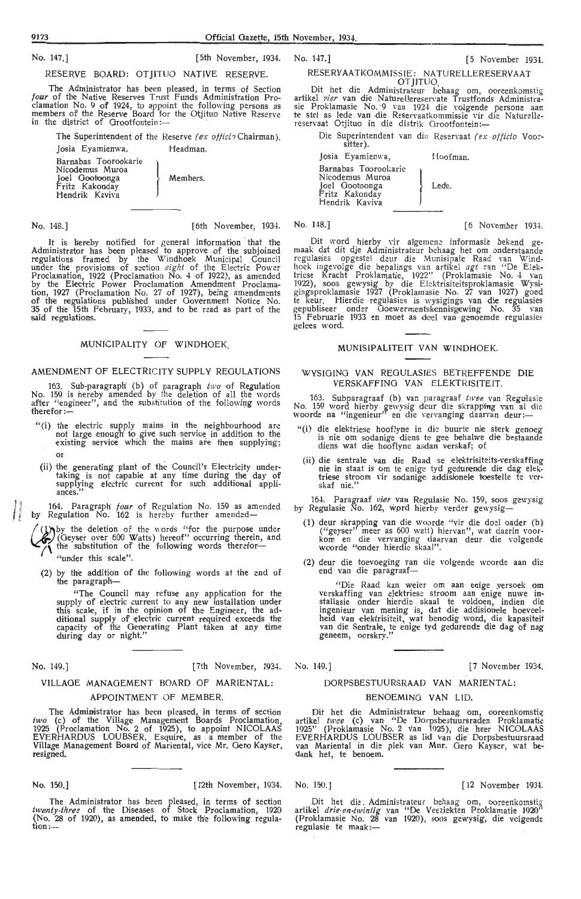No. 147.] [5th November, 1934.

RESERVE BOARD: OTJITUO NATIVE RESERVE.

The Administrator has been pleased, in terms of Section *four* of the Native Reserves Trust Funds Administration Proclamation No. 9 of 1924, to appoint the following persons as members of the Reserve Board for the Otjituo Native Reserve in the district of Grootfontein:—

The Superintendent of the Reserve (*ex officio* Chairman).

Josia Eyamienwa. Headman.

Barnabas Toorookarie
Nicodemus Muroa
Joel Gootoonga
Fritz Kakonday
Hendrik Kaviva

} Members.

No. 148.] [6th November, 1934.

It is hereby notified for general information that the Administrator has been pleased to approve of the subjoined regulations framed by the Windhoek Municipal Council under the provisions of section *eight* of the Electric Power Proclamation, 1922 (Proclamation No. 4 of 1922), as amended by the Electric Power Proclamation Amendment Proclamation, 1927 (Proclamation No. 27 of 1927), being amendments of the regulations published under Government Notice No. 35 of the 15th February, 1933, and to be read as part of the said regulations.

MUNICIPALITY OF WINDHOEK.

AMENDMENT OF ELECTRICITY SUPPLY REGULATIONS

163. Sub-paragraph (b) of paragraph *two* of Regulation No. 159 is hereby amended by the deletion of all the words after "engineer", and the substitution of the following words therefor:—

"(i) the electric supply mains in the neighbourhood are not large enough to give such service in addition to the existing service which the mains are then supplying; or

(ii) the generating plant of the Council's Electricity undertaking is not capable at any time during the day of supplying electric current for such additional appliances."

164. Paragraph *four* of Regulation No. 159 as amended by Regulation No. 162 is hereby further amended—

(1) by the deletion of the words "for the purpose under (Geyser over 600 Watts) hereof" occurring therein, and the substitution of the following words therefor—

"under this scale".

(2) by the addition of the following words at the end of the paragraph—

"The Council may refuse any application for the supply of electric current to any new installation under this scale, if in the opinion of the Engineer, the additional supply of electric current required exceeds the capacity of the Generating Plant taken at any time during day or night."

No. 149.] [7th November, 1934.

VILLAGE MANAGEMENT BOARD OF MARIENTAL:

APPOINTMENT OF MEMBER.

The Administrator has been pleased, in terms of section *two* (c) of the Village Management Boards Proclamation, 1925 (Proclamation No. 2 of 1925), to appoint NICOLAAS EVERHARDUS LOUBSER, Esquire, as a member of the Village Management Board of Mariental, vice Mr. Gero Kayser, resigned.

No. 150.] [12th November, 1934.

The Administrator has been pleased, in terms of section *twenty-three* of the Diseases of Stock Proclamation, 1920 (No. 28 of 1920), as amended, to make the following regulation:—

No. 147.] [5 November 1934.

RESERVAATKOMMISSIE: NATURELLERESERVAAT OTJITUO.

Dit het die Administrateur behaag om, ooreenkomstig artikel *vier* van die Naturellereservate Trustfonds Administrasie Proklamasie No. 9 van 1924 die volgende persone aan te stel as lede van die Reservaatkommissie vir die Naturellereservaat Otjituo in die distrik Grootfontein:—

Die Superintendent van die Reservaat (*ex officio* Voorsitter).

Josia Eyamienwa, Hoofman.

Barnabas Toorookarie
Nicodemus Muroa
Joel Gootoonga
Fritz Kakonday
Hendrik Kaviva

} Lede.

No. 148.] [6 November 1934.

Dit word hierby vir algemene informasie bekend gemaak dat dit die Administrateur behaag het om onderstaande regulasies opgestel deur die Munisipale Raad van Windhoek ingevolge die bepalings van artikel *agt* van "De Elektriese Kracht Proklamatie, 1922" (Proklamasie No. 4 van 1922), soos gewysig by die Elektrisiteitsproklamasie Wysigingsproklamasie 1927 (Proklamasie No. 27 van 1927) goed te keur. Hierdie regulasies is wysigings van die regulasies gepubliseer onder Goewermentskennisgewing No. 35 van 15 Februarie 1933 en moet as deel van genoemde regulasies gelees word.

MUNISIPALITEIT VAN WINDHOEK.

WYSIGING VAN REGULASIES BETREFFENDE DIE VERSKAFFING VAN ELEKTRISITEIT.

163. Subparagraaf (b) van paragraaf *twee* van Regulasie No. 159 word hierby gewysig deur die skrapping van al die woorde na "ingenieur" en die vervanging daarvan deur:—

"(i) die elektriese hooflyne in die buurte nie sterk genoeg is nie om sodanige diens te gee behalwe die bestaande diens wat die hooflyne asdan verskaf; of

(ii) die sentrale van die Raad se elektrisiteits-verskaffing nie in staat is om te enige tyd gedurende die dag elektriese stroom vir sodanige addisionele toestelle te verskaf nie."

164. Paragraaf *vier* van Regulasie No. 159, soos gewysig by Regulasie No. 162, word hierby verder gewysig—

(1) deur skrapping van die woorde "vir die doel onder (b) ("geyser" meer as 600 watt) hiervan", wat daarin voorkom en die vervanging daarvan deur die volgende woorde "onder hierdie skaal".

(2) deur die toevoeging van die volgende woorde aan die end van die paragraaf—

"Die Raad kan weier om aan enige versoek om verskaffing van elektriese stroom aan enige nuwe installasie onder hierdie skaal te voldoen, indien die ingenieur van mening is, dat die addisionele hoeveelheid van elektrisiteit, wat benodig word, die kapasiteit van die Sentrale, te enige tyd gedurende die dag of nag geneem, oorskry."

No. 149.] [7 November 1934.

DORPSBESTUURSRAAD VAN MARIENTAL:

BENOEMING VAN LID.

Dit het die Administrateur behaag om, ooreenkomstig artikel *twee* (c) van "De Dorpsbestuursraden Proklamatie 1925" (Proklamasie No. 2 van 1925), die heer NICOLAAS EVERHARDUS LOUBSER as lid van die Dorpsbestuursraad van Mariental in die plek van Mnr. Gero Kayser, wat bedank het, te benoem.

No. 150.] [12 November 1934.

Dit het die Administrateur behaag om, ooreenkomstig artikel *drie-en-twintig* van "De Veeziekten Proklamatie 1920" (Proklamasie No. 28 van 1920), soos gewysig, die volgende regulasie te maak:—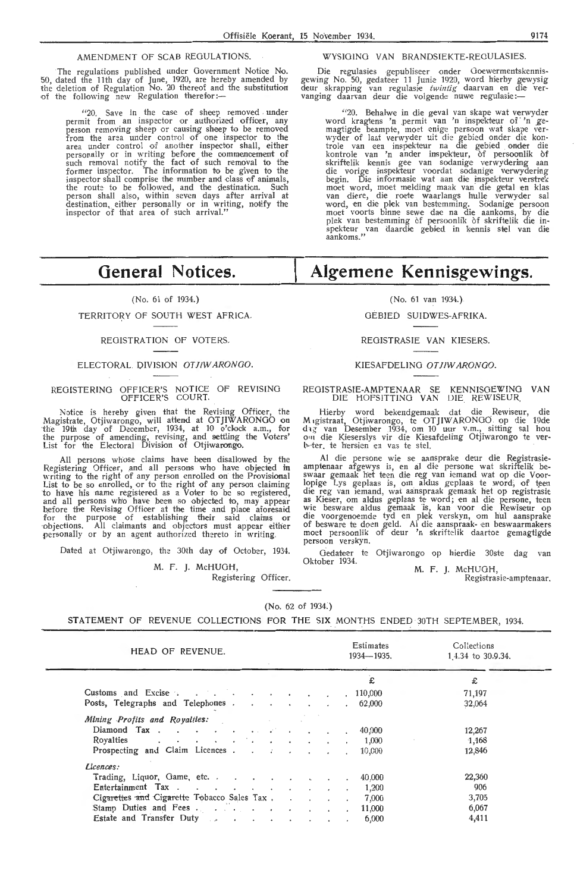AMENDMENT OF SCAB REGULATIONS.

The regulations published under Government Notice No. 50, dated the 11th day of June, 1920, are hereby amended by the deletion of Regulation No. 20 thereof and the substitution of the following new Regulation therefor:—

> "20. Save in the case of sheep removed under permit from an inspector or authorized officer, any person removing sheep or causing sheep to be removed from the area under control of one inspector to the area under control of another inspector shall, either personally or in writing before the commencement of such removal notify the fact of such removal to the former inspector. The information to be given to the inspector shall comprise the number and class of animals, the route to be followed, and the destination. Such person shall also, within seven days after arrival at destination, either personally or in writing, notify the inspector of that area of such arrival."

WYSIGING VAN BRANDSIEKTE-REGULASIES.

Die regulasies gepubliseer onder Goewermentskennisgewing No. 50, gedateer 11 Junie 1920, word hierby gewysig deur skrapping van regulasie *twintig* daarvan en die vervanging daarvan deur die volgende nuwe regulasie:—

> "20. Behalwe in die geval van skape wat verwyder word kragtens 'n permit van 'n inspekteur of 'n gemagtigde beampte, moet enige persoon wat skape verwyder of laat verwyder uit die gebied onder die kontrole van een inspekteur na die gebied onder die kontrole van 'n ander inspekteur, òf persoonlik òf skriftelik kennis gee van sodanige verwydering aan die vorige inspekteur voordat sodanige verwydering begin. Die informasie wat aan die inspekteur verstrek moet word, moet melding maak van die getal en klas van diere, die roete waarlangs hulle verwyder sal word, en die plek van bestemming. Sodanige persoon moet voorts binne sewe dae na die aankoms, by die plek van bestemming òf persoonlik òf skriftelik die inspekteur van daardie gebied in kennis stel van die aankoms."

# General Notices.

(No. 61 of 1934.)

TERRITORY OF SOUTH WEST AFRICA.

REGISTRATION OF VOTERS.

ELECTORAL DIVISION *OTJIWARONGO.*

REGISTERING OFFICER'S NOTICE OF REVISING OFFICER'S COURT.

Notice is hereby given that the Revising Officer, the Magistrate, Otjiwarongo, will attend at OTJIWARONGO on the 19th day of December, 1934, at 10 o'clock a.m., for the purpose of amending, revising, and settling the Voters' List for the Electoral Division of Otjiwarongo.

All persons whose claims have been disallowed by the Registering Officer, and all persons who have objected in writing to the right of any person enrolled on the Provisional List to be so enrolled, or to the right of any person claiming to have his name registered as a Voter to be so registered, and all persons who have been so objected to, may appear before the Revising Officer at the time and place aforesaid for the purpose of establishing their said claims or objections. All claimants and objectors must appear either personally or by an agent authorized thereto in writing.

Dated at Otjiwarongo, the 30th day of October, 1934.

M. F. J. McHUGH,
Registering Officer.

# Algemene Kennisgewings.

(No. 61 van 1934.)

GEBIED SUIDWES-AFRIKA.

REGISTRASIE VAN KIESERS.

KIESAFDELING *OTJIWARONGO.*

REGISTRASIE-AMPTENAAR SE KENNISGEWING VAN DIE HOFSITTING VAN DIE REWISEUR.

Hierby word bekendgemaak dat die Rewiseur, die Magistraat, Otjiwarongo, te OTJIWARONGO op die 19de dag van Desember 1934, om 10 uur v.m., sitting sal hou om die Kieserslys vir die Kiesafdeling Otjiwarongo te verbeter, te hersien en vas te stel.

Al die persone wie se aansprake deur die Registrasie-amptenaar afgewys is, en al die persone wat skriftelik beswaar gemaak het teen die reg van iemand wat op die Voorlopige Lys geplaas is, om aldus geplaas te word, of teen die reg van iemand, wat aanspraak gemaak het op registrasie as Kieser, om aldus geplaas te word; en al die persone, teen wie besware aldus gemaak is, kan voor die Rewiseur op die voorgenoemde tyd en plek verskyn, om hul aansprake of besware te doen geld. Al die aanspraak- en beswaarmakers moet persoonlik of deur 'n skriftelik daartoe gemagtigde persoon verskyn.

Gedateer te Otjiwarongo op hierdie 30ste dag van Oktober 1934.

M. F. J. McHUGH,
Registrasie-amptenaar.

(No. 62 of 1934.)

STATEMENT OF REVENUE COLLECTIONS FOR THE SIX MONTHS ENDED 30TH SEPTEMBER, 1934.

| HEAD OF REVENUE. | Estimates 1934—1935. | Collections 1.4.34 to 30.9.34. |
|---|---|---|
| | £ | £ |
| Customs and Excise | 110,000 | 71,197 |
| Posts, Telegraphs and Telephones | 62,000 | 32,064 |
| *Mining Profits and Royalties:* | | |
| Diamond Tax | 40,000 | 12,267 |
| Royalties | 1,000 | 1,168 |
| Prospecting and Claim Licences | 10,000 | 12,846 |
| *Licences:* | | |
| Trading, Liquor, Game, etc. | 40,000 | 22,360 |
| Entertainment Tax | 1,200 | 906 |
| Cigarettes and Cigarette Tobacco Sales Tax | 7,000 | 3,705 |
| Stamp Duties and Fees | 11,000 | 6,067 |
| Estate and Transfer Duty | 6,000 | 4,411 |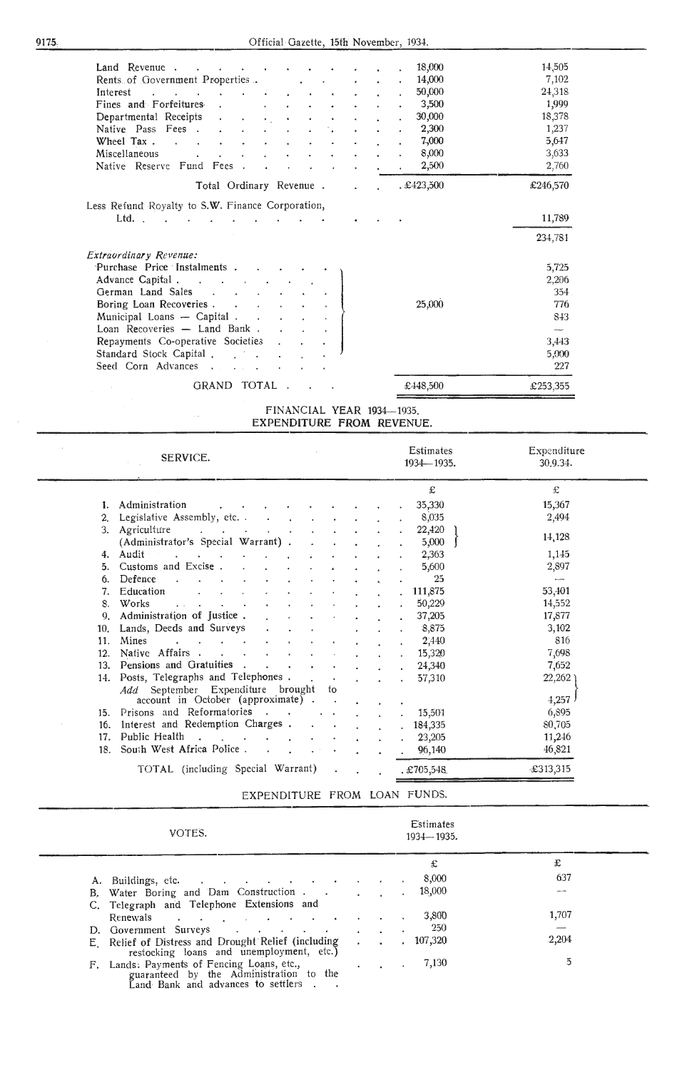| | | |
|---|---|---|
| Land Revenue | 18,000 | 14,505 |
| Rents of Government Properties | 14,000 | 7,102 |
| Interest | 50,000 | 24,318 |
| Fines and Forfeitures | 3,500 | 1,999 |
| Departmental Receipts | 30,000 | 18,378 |
| Native Pass Fees | 2,300 | 1,237 |
| Wheel Tax | 7,000 | 5,647 |
| Miscellaneous | 8,000 | 3,633 |
| Native Reserve Fund Fees | 2,500 | 2,760 |
| Total Ordinary Revenue | £423,500 | £246,570 |
| Less Refund Royalty to S.W. Finance Corporation, Ltd. | | 11,789 |
| | | 234,781 |
| *Extraordinary Revenue:* | | |
| Purchase Price Instalments | 25,000 | 5,725 |
| Advance Capital | | 2,206 |
| German Land Sales | | 354 |
| Boring Loan Recoveries | | 776 |
| Municipal Loans — Capital | | 843 |
| Loan Recoveries — Land Bank | | — |
| Repayments Co-operative Societies | | 3,443 |
| Standard Stock Capital | | 5,000 |
| Seed Corn Advances | | 227 |
| GRAND TOTAL | £448,500 | £253,355 |

## FINANCIAL YEAR 1934—1935.
## EXPENDITURE FROM REVENUE.

| SERVICE. | Estimates 1934—1935. | Expenditure 30.9.34. |
|---|---|---|
| | £ | £ |
| 1. Administration | 35,330 | 15,367 |
| 2. Legislative Assembly, etc. | 8,035 | 2,494 |
| 3. Agriculture | 22,420 | 14,128 |
| (Administrator's Special Warrant) | 5,000 | |
| 4. Audit | 2,363 | 1,145 |
| 5. Customs and Excise | 5,600 | 2,897 |
| 6. Defence | 25 | — |
| 7. Education | 111,875 | 53,401 |
| 8. Works | 50,229 | 14,552 |
| 9. Administration of Justice | 37,205 | 17,877 |
| 10. Lands, Deeds and Surveys | 8,875 | 3,102 |
| 11. Mines | 2,440 | 816 |
| 12. Native Affairs | 15,320 | 7,698 |
| 13. Pensions and Gratuities | 24,340 | 7,652 |
| 14. Posts, Telegraphs and Telephones | 57,310 | 22,262 |
| *Add* September Expenditure brought to account in October (approximate) | | 4,257 |
| 15. Prisons and Reformatories | 15,501 | 6,895 |
| 16. Interest and Redemption Charges | 184,335 | 80,705 |
| 17. Public Health | 23,205 | 11,246 |
| 18. South West Africa Police | 96,140 | 46,821 |
| TOTAL (including Special Warrant) | £705,548 | £313,315 |

## EXPENDITURE FROM LOAN FUNDS.

| VOTES. | Estimates 1934—1935. | |
|---|---|---|
| | £ | £ |
| A. Buildings, etc. | 8,000 | 637 |
| B. Water Boring and Dam Construction | 18,000 | — |
| C. Telegraph and Telephone Extensions and Renewals | 3,800 | 1,707 |
| D. Government Surveys | 250 | — |
| E. Relief of Distress and Drought Relief (including restocking loans and unemployment, etc.) | 107,320 | 2,204 |
| F. Lands: Payments of Fencing Loans, etc., guaranteed by the Administration to the Land Bank and advances to settlers | 7,130 | 5 |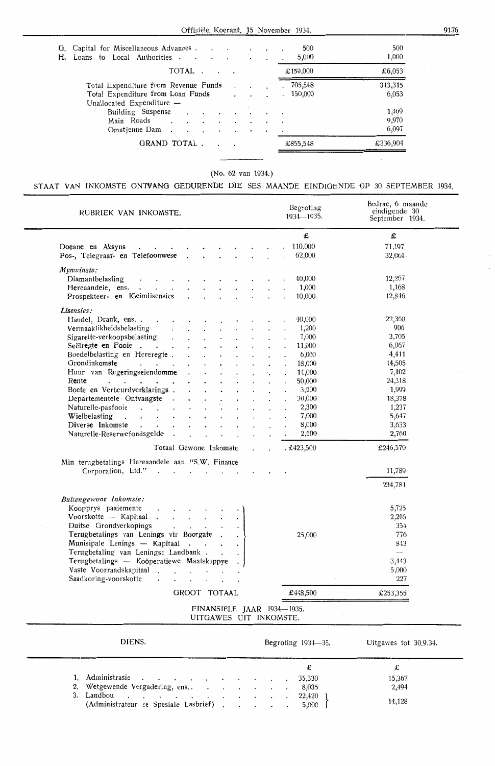| | | |
|---|---|---|
| G. Capital for Miscellaneous Advances | 500 | 500 |
| H. Loans to Local Authorities | 5,000 | 1,000 |
| TOTAL | £150,000 | £6,053 |
| Total Expenditure from Revenue Funds | 705,548 | 313,315 |
| Total Expenditure from Loan Funds | 150,000 | 6,053 |
| Unallocated Expenditure — | | |
| Building Suspense | | 1,409 |
| Main Roads | | 9,970 |
| Omatjenne Dam | | 6,097 |
| GRAND TOTAL | £855,548 | £336,904 |

(No. 62 van 1934.)

## STAAT VAN INKOMSTE ONTVANG GEDURENDE DIE SES MAANDE EINDIGENDE OP 30 SEPTEMBER 1934.

| RUBRIEK VAN INKOMSTE. | Begroting 1934—1935. | Bedrae, 6 maande eindigende 30 September 1934. |
|---|---|---|
| | £ | £ |
| Doeane en Aksyns | 110,000 | 71,197 |
| Pos-, Telegraaf- en Telefoonwese | 62,000 | 32,064 |
| *Mynwinste:* | | |
| Diamantbelasting | 40,000 | 12,267 |
| Hereaandele, ens. | 1,000 | 1,168 |
| Prospekteer- en Kleimlisensies | 10,000 | 12,846 |
| *Lisensies:* | | |
| Handel, Drank, ens. | 40,000 | 22,360 |
| Vermaaklikheidsbelasting | 1,200 | 906 |
| Sigarette-verkoopsbelasting | 7,000 | 3,705 |
| Seëlregte en Fooie | 11,000 | 6,067 |
| Boedelbelasting en Hereregte | 6,000 | 4,411 |
| Grondinkomste | 18,000 | 14,505 |
| Huur van Regeringseiendomme | 14,000 | 7,102 |
| Rente | 50,000 | 24,318 |
| Boete en Verbeurdverklarings | 3,500 | 1,999 |
| Departementele Ontvangste | 30,000 | 18,378 |
| Naturelle-pasfooie | 2,300 | 1,237 |
| Wielbelasting | 7,000 | 5,647 |
| Diverse Inkomste | 8,000 | 3,633 |
| Naturelle-Reserwefondsgelde | 2,500 | 2,760 |
| Totaal Gewone Inkomste | £423,500 | £246,570 |
| Min terugbetalings Hereaandele aan "S.W. Finance Corporation, Ltd." | | 11,789 |
| | | 234,781 |
| *Buitengewone Inkomste:* | | |
| Koopprys paaiemente | 25,000 | 5,725 |
| Voorskotte — Kapitaal | | 2,206 |
| Duitse Grondverkopings | | 354 |
| Terugbetalings van Lenings vir Boorgate | | 776 |
| Munisipale Lenings — Kapitaal | | 843 |
| Terugbetaling van Lenings: Landbank | | — |
| Terugbetalings — Koöperatiewe Maatskappye | | 3,443 |
| Vaste Voorraadskapitaal | | 5,000 |
| Saadkoring-voorskotte | | 227 |
| GROOT TOTAAL | £448,500 | £253,355 |

## FINANSIËLE JAAR 1934—1935.
## UITGAWES UIT INKOMSTE.

| DIENS. | Begroting 1934—35. | Uitgawes tot 30.9.34. |
|---|---|---|
| | £ | £ |
| 1. Administrasie | 35,330 | 15,367 |
| 2. Wetgewende Vergadering, ens. | 8,035 | 2,494 |
| 3. Landbou | 22,420 | 14,128 |
| (Administrateur se Spesiale Lasbrief) | 5,000 | |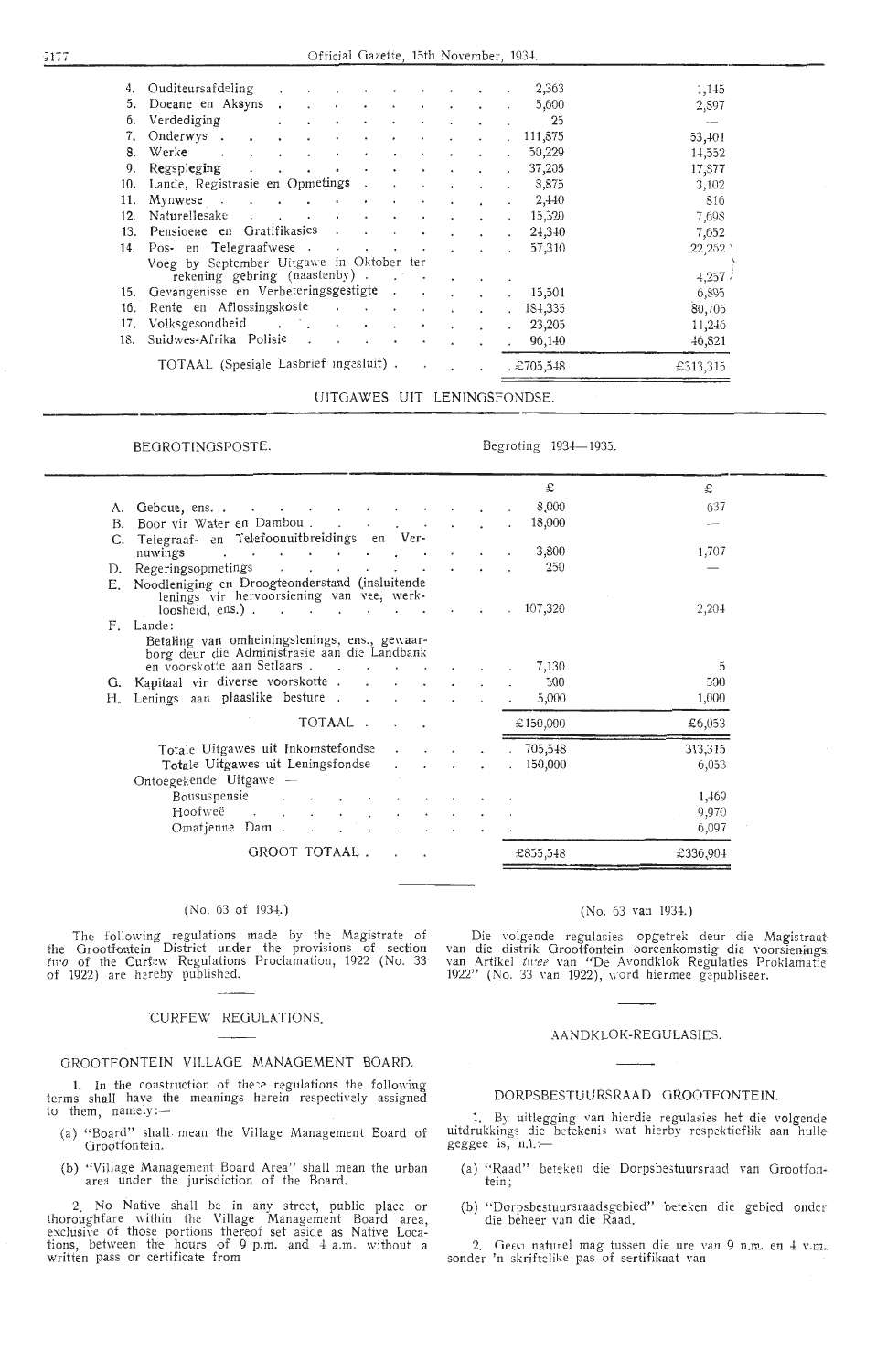| | | |
|---|---|---|
| 4. Ouditeursafdeling | 2,363 | 1,145 |
| 5. Doeane en Aksyns | 5,600 | 2,897 |
| 6. Verdediging | 25 | — |
| 7. Onderwys | 111,875 | 53,401 |
| 8. Werke | 50,229 | 14,552 |
| 9. Regspleging | 37,205 | 17,877 |
| 10. Lande, Registrasie en Opmetings | 8,875 | 3,102 |
| 11. Mynwese | 2,440 | 816 |
| 12. Naturellesake | 15,320 | 7,698 |
| 13. Pensioene en Gratifikasies | 24,340 | 7,652 |
| 14. Pos- en Telegraafwese | 57,310 | 22,252 |
| Voeg by September Uitgawe in Oktober ter rekening gebring (naastenby) | | 4,257 |
| 15. Gevangenisse en Verbeteringsgestigte | 15,501 | 6,895 |
| 16. Rente en Aflossingskoste | 184,335 | 80,705 |
| 17. Volksgesondheid | 23,205 | 11,246 |
| 18. Suidwes-Afrika Polisie | 96,140 | 46,821 |
| TOTAAL (Spesiale Lasbrief ingesluit) | £705,548 | £313,315 |

## UITGAWES UIT LENINGSFONDSE.

| BEGROTINGSPOSTE. | Begroting 1934—1935. | |
|---|---|---|
| | £ | £ |
| A. Geboue, ens. | 8,000 | 637 |
| B. Boor vir Water en Dambou | 18,000 | — |
| C. Telegraaf- en Telefoonuitbreidings en Vernuwings | 3,800 | 1,707 |
| D. Regeringsopmetings | 250 | — |
| E. Noodleniging en Droogteonderstand (insluitende lenings vir hervoorsiening van vee, werkloosheid, ens.) | 107,320 | 2,204 |
| F. Lande: | | |
| Betaling van omheiningslenings, ens., gewaarborg deur die Administrasie aan die Landbank en voorskotte aan Setlaars | 7,130 | 5 |
| G. Kapitaal vir diverse voorskotte | 500 | 500 |
| H. Lenings aan plaaslike besture | 5,000 | 1,000 |
| TOTAAL | £150,000 | £6,053 |
| Totale Uitgawes uit Inkomstefondse | 705,548 | 313,315 |
| Totale Uitgawes uit Leningsfondse | 150,000 | 6,053 |
| Ontoegekende Uitgawe — | | |
| Boususpensie | | 1,469 |
| Hoofweë | | 9,970 |
| Omatjenne Dam | | 6,097 |
| GROOT TOTAAL | £855,548 | £336,904 |

(No. 63 of 1934.)

The following regulations made by the Magistrate of the Grootfontein District under the provisions of section *two* of the Curfew Regulations Proclamation, 1922 (No. 33 of 1922) are hereby published.

### CURFEW REGULATIONS.

### GROOTFONTEIN VILLAGE MANAGEMENT BOARD.

1. In the construction of these regulations the following terms shall have the meanings herein respectively assigned to them, namely:—

(a) "Board" shall mean the Village Management Board of Grootfontein.

(b) "Village Management Board Area" shall mean the urban area under the jurisdiction of the Board.

2. No Native shall be in any street, public place or thoroughfare within the Village Management Board area, exclusive of those portions thereof set aside as Native Locations, between the hours of 9 p.m. and 4 a.m. without a written pass or certificate from

(No. 63 van 1934.)

Die volgende regulasies opgetrek deur die Magistraat van die distrik Grootfontein ooreenkomstig die voorsienings van Artikel *twee* van "De Avondklok Regulaties Proklamatie 1922" (No. 33 van 1922), word hiermee gepubliseer.

### AANDKLOK-REGULASIES.

### DORPSBESTUURSRAAD GROOTFONTEIN.

1. By uitlegging van hierdie regulasies het die volgende uitdrukkings die betekenis wat hierby respektieflik aan hulle geggee is, n.l.:—

(a) "Raad" beteken die Dorpsbestuursraad van Grootfontein;

(b) "Dorpsbestuursraadsgebied" beteken die gebied onder die beheer van die Raad.

2. Geen naturel mag tussen die ure van 9 n.m. en 4 v.m. sonder 'n skriftelike pas of sertifikaat van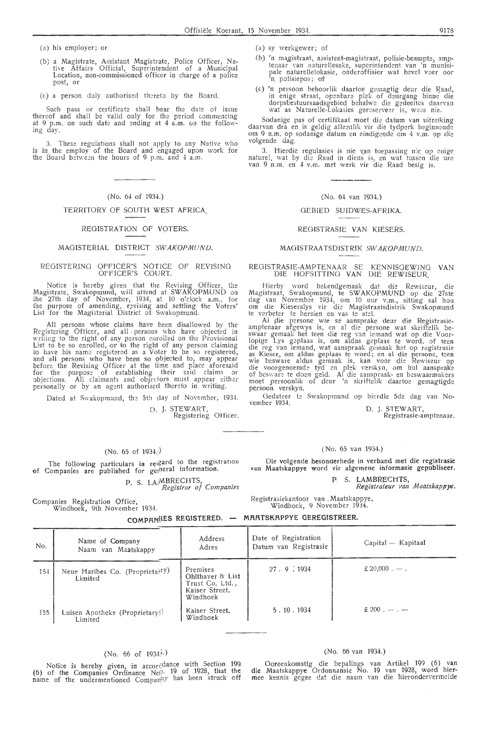(a) his employer; or

(b) a Magistrate, Assistant Magistrate, Police Officer, Native Affairs Official, Superintendent of a Municipal Location, non-commissioned officer in charge of a police post, or

(c) a person duly authorised thereto by the Board.

Such pass or certificate shall bear the date of issue thereof and shall be valid only for the period commencing at 9 p.m. on such date and ending at 4 a.m. on the following day.

3. These regulations shall not apply to any Native who is in the employ of the Board and engaged upon work for the Board between the hours of 9 p.m. and 4 a.m.

(a) sy werkgewer; of

(b) 'n magistraat, assistent-magistraat, polisie-beampte, amptenaar van naturellesake, superintendent van 'n munisipale naturellelokasie, onderoffisier wat bevel voer oor 'n polisiepos; of

(c) 'n persoon behoorlik daartoe gemagtig deur die Raad, in enige straat, openbare plek of deurgang binne die dorpsbestuursaadsgebied behalwe die gedeeltes daarvan wat as Naturelle-Lokasies gereserveer is, wees nie.

Sodanige pas of certifikaat moet die datum van uitreiking daarvan dra en is geldig alleenlik vir die tydperk beginnende om 9 n.m. op sodanige datum en eindigende om 4 v.m. op die volgende dag.

3. Hierdie regulasies is nie van toepassing nie op enige naturel, wat by die Raad in diens is, en wat tussen die ure van 9 n.m. en 4 v.m. met werk vir die Raad besig is.

---

(No. 64 of 1934.)

## TERRITORY OF SOUTH WEST AFRICA.

### REGISTRATION OF VOTERS.

### MAGISTERIAL DISTRICT *SWAKOPMUND*.

#### REGISTERING OFFICER'S NOTICE OF REVISING OFFICER'S COURT.

Notice is hereby given that the Revising Officer, the Magistrate, Swakopmund, will attend at SWAKOPMUND on the 27th day of November, 1934, at 10 o'clock a.m., for the purpose of amending, revising and settling the Voters' List for the Magisterial District of Swakopmund.

All persons whose claims have been disallowed by the Registering Officer, and all persons who have objected in writing to the right of any person enrolled on the Provisional List to be so enrolled, or to the right of any person claiming to have his name registered as a Voter to be so registered, and all persons who have been so objected to, may appear before the Revising Officer at the time and place aforesaid for the purpose of establishing their said claims or objections. All claimants and objectors must appear either personally or by an agent authorized thereto in writing.

Dated at Swakopmund, the 5th day of November, 1934.

D. J. STEWART,
Registering Officer.

(No. 64 van 1934.)

## GEBIED SUIDWES-AFRIKA.

### REGISTRASIE VAN KIESERS.

### MAGISTRAATSDISTRIK *SWAKOPMUND*.

#### REGISTRASIE-AMPTENAAR SE KENNISGEWING VAN DIE HOFSITTING VAN DIE REWISEUR.

Hierby word bekendgemaak dat die Rewiseur, die Magistraat, Swakopmund, te SWAKOPMUND op die 27ste dag van November 1934, om 10 uur v.m., sitting sal hou om die Kieserslys vir die Magistraatsdistrik Swakopmund te verbeter te hersien en vas te stel.

Al die persone wie se aansprake deur die Registrasie-amptenaar afgewys is, en al die persone wat skriftelik beswaar gemaak het teen die reg van iemand wat op die Voorlopige Lys geplaas is, om aldus geplaas te word, of teen die reg van iemand, wat aanspraak maak het op registrasie as Kieser, om aldus geplaas te word; en al die persone, teen wie besware aldus gemaak is, kan voor die Rewiseur op die voorgenoemde tyd en plek verskyn, om hul aansprake of besware te doen geld. Al die aanspraak- en beswaarmakers moet persoonlik of deur 'n skriftelik daartoe gemagtigde persoon verskyn.

Gedateer te Swakopmund op hierdie 5de dag van November 1934.

D. J. STEWART,
Registrasie-amptenaar.

---

(No. 65 of 1934.)

The following particulars in regard to the registration of Companies are published for general information.

P. S. LAMBRECHTS,
*Registrar of Companies*

Companies Registration Office,
Windhoek, 9th November 1934.

(No. 65 van 1934.)

**Die volgende besonderhede in verband met die registrasie van Maatskappye word vir algemene informasie gepubliseer.**

P. S. LAMBRECHTS,
*Registrateur van Maatskappye.*

Registrasiekantoor van Maatskappye,
Windhoek, 9 November 1934.

**COMPANIES REGISTERED. — MAATSKAPPYE GEREGISTREER.**

| No. | Name of Company<br>Naam van Maatskappy | Address<br>Adres | Date of Registration<br>Datum van Registrasie | Capital — Kapitaal |
|---|---|---|---|---|
| 154 | Neue Haribes Co. (Proprietary) Limited | Premises Ohlthaver & List Trust Co. Ltd., Kaiser Street, Windhoek | 27 . 9 . 1934 | £ 20,000 . — . |
| 155 | Luisen Apotheke (Proprietary) Limited | Kaiser Street, Windhoek | 5 . 10 . 1934 | £ 200 . — . — |

---

(No. 66 of 1934.)

Notice is hereby given, in accordance with Section 199 (6) of the Companies Ordinance No. 19 of 1928, that the name of the undermentioned Company has been struck off

(No. 66 van 1934.)

Ooreenkomstig die bepalings van Artikel 199 (6) van die Maatskappye Ordonnansie No. 19 van 1928, word hiermee kennis gegee dat die naam van die hierondervermelde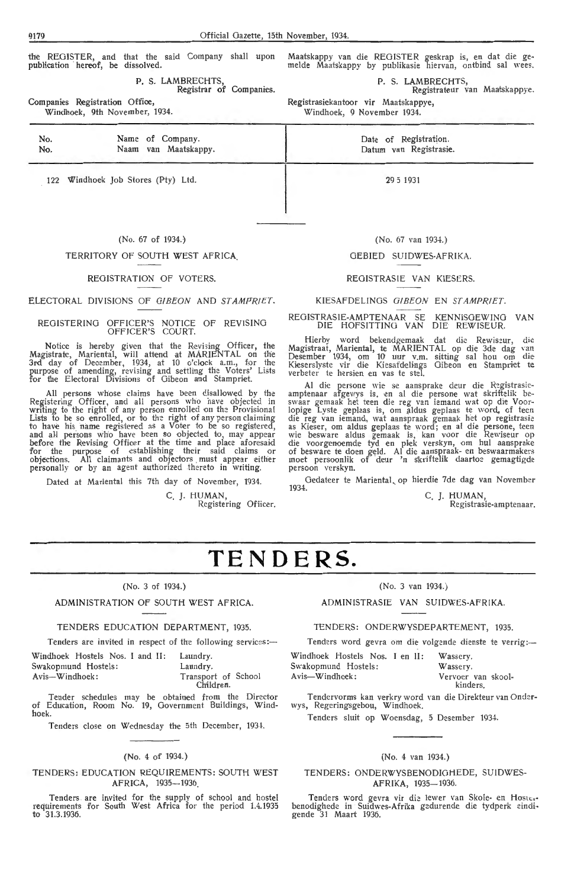the REGISTER, and that the said Company shall upon publication hereof, be dissolved.

P. S. LAMBRECHTS,
Registrar of Companies.

Companies Registration Office,
Windhoek, 9th November, 1934.

Maatskappy van die REGISTER geskrap is, en dat die gemelde Maatskappy by publikasie hiervan, ontbind sal wees.

P. S. LAMBRECHTS,
Registrateur van Maatskappye.

Registrasiekantoor vir Maatskappye,
Windhoek, 9 November 1934.

| No. / No. | Name of Company. / Naam van Maatskappy. | Date of Registration. / Datum van Registrasie. |
|---|---|---|
| 122 | Windhoek Job Stores (Pty) Ltd. | 29 5 1931 |

(No. 67 of 1934.)

TERRITORY OF SOUTH WEST AFRICA.

REGISTRATION OF VOTERS.

ELECTORAL DIVISIONS OF *GIBEON* AND *STAMPRIET*.

REGISTERING OFFICER'S NOTICE OF REVISING OFFICER'S COURT.

Notice is hereby given that the Revising Officer, the Magistrate, Mariental, will attend at MARIENTAL on the 3rd day of December, 1934, at 10 o'clock a.m., for the purpose of amending, revising and settling the Voters' Lists for the Electoral Divisions of Gibeon and Stampriet.

All persons whose claims have been disallowed by the Registering Officer, and all persons who have objected in writing to the right of any person enrolled on the Provisional Lists to be so enrolled, or to the right of any person claiming to have his name registered as a Voter to be so registered, and all persons who have been so objected to, may appear before the Revising Officer at the time and place aforesaid for the purpose of establishing their said claims or objections. All claimants and objectors must appear either personally or by an agent authorized thereto in writing.

Dated at Mariental this 7th day of November, 1934.

C. J. HUMAN,
Registering Officer.

(No. 67 van 1934.)

GEBIED SUIDWES-AFRIKA.

REGISTRASIE VAN KIESERS.

KIESAFDELINGS *GIBEON* EN *STAMPRIET*.

REGISTRASIE-AMPTENAAR SE KENNISGEWING VAN DIE HOFSITTING VAN DIE REWISEUR.

Hierby word bekendgemaak dat die Rewiseur, die Magistraat, Mariental, te MARIENTAL op die 3de dag van Desember 1934, om 10 uur v.m. sitting sal hou om die Kieserslyste vir die Kiesafdelings Gibeon en Stampriet te verbeter te hersien en vas te stel.

Al die persone wie se aansprake deur die Registrasie-amptenaar afgewys is, en al die persone wat skriftelik beswaar gemaak het teen die reg van iemand wat op die Voorlopige Lyste geplaas is, om aldus geplaas te word, of teen die reg van iemand, wat aanspraak gemaak het op registrasie as Kieser, om aldus geplaas te word; en al die persone, teen wie besware aldus gemaak is, kan voor die Rewiseur op die voorgenoemde tyd en plek verskyn, om hul aansprake of besware te doen geld. Al die aanspraak- en beswaarmakers moet persoonlik of deur 'n skriftelik daartoe gemagtigde persoon verskyn.

Gedateer te Mariental, op hierdie 7de dag van November 1934.

C. J. HUMAN,
Registrasie-amptenaar.

# TENDERS.

(No. 3 of 1934.)

ADMINISTRATION OF SOUTH WEST AFRICA.

TENDERS EDUCATION DEPARTMENT, 1935.

Tenders are invited in respect of the following services:—

Windhoek Hostels Nos. I and II: Laundry.
Swakopmund Hostels: Laundry.
Avis—Windhoek: Transport of School Children.

Tender schedules may be obtained from the Director of Education, Room No. 19, Government Buildings, Windhoek.

Tenders close on Wednesday the 5th December, 1934.

(No. 3 van 1934.)

ADMINISTRASIE VAN SUIDWES-AFRIKA.

TENDERS: ONDERWYSDEPARTEMENT, 1935.

Tenders word gevra om die volgende dienste te verrig:—

Windhoek Hostels Nos. I en II: Wassery.
Swakopmund Hostels: Wassery.
Avis—Windhoek: Vervoer van skoolkinders.

Tendervorms kan verkry word van die Direkteur van Onderwys, Regeringsgebou, Windhoek.

Tenders sluit op Woensdag, 5 Desember 1934.

(No. 4 of 1934.)

TENDERS: EDUCATION REQUIREMENTS: SOUTH WEST AFRICA, 1935—1936.

Tenders are invited for the supply of school and hostel requirements for South West Africa for the period 1.4.1935 to 31.3.1936.

(No. 4 van 1934.)

TENDERS: ONDERWYSBENODIGHEDE, SUIDWES-AFRIKA, 1935—1936.

Tenders word gevra vir die lewer van Skole- en Hostelbenodighede in Suidwes-Afrika gedurende die tydperk eindigende 31 Maart 1936.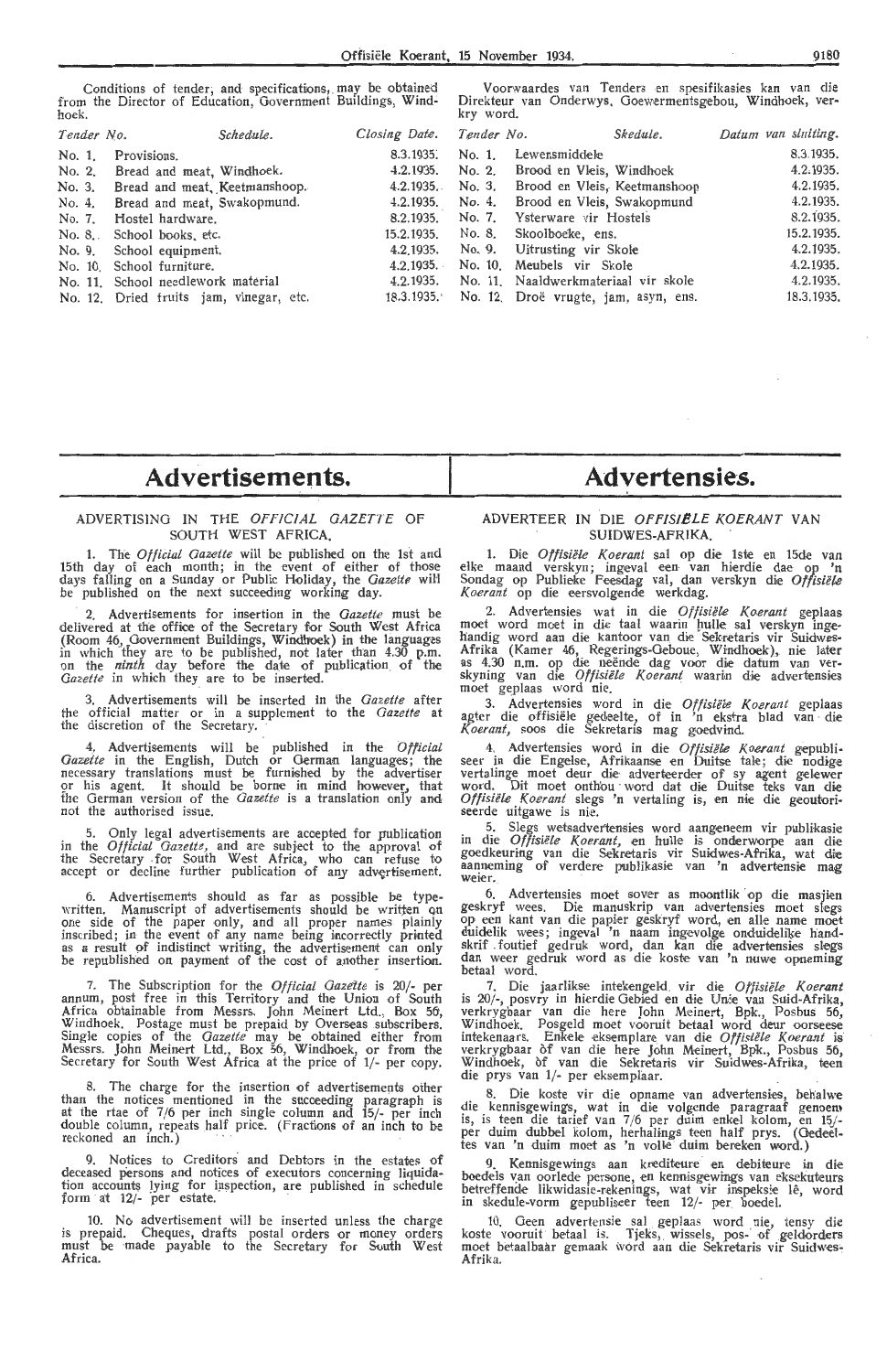Conditions of tender, and specifications, may be obtained from the Director of Education, Government Buildings, Windhoek.

| Tender No. | Schedule. | Closing Date. |
|---|---|---|
| No. 1. | Provisions. | 8.3.1935. |
| No. 2. | Bread and meat, Windhoek. | 4.2.1935. |
| No. 3. | Bread and meat, Keetmanshoop. | 4.2.1935. |
| No. 4. | Bread and meat, Swakopmund. | 4.2.1935. |
| No. 7. | Hostel hardware. | 8.2.1935. |
| No. 8. | School books, etc. | 15.2.1935. |
| No. 9. | School equipment. | 4.2.1935. |
| No. 10. | School furniture. | 4.2.1935. |
| No. 11. | School needlework material | 4.2.1935. |
| No. 12. | Dried fruits jam, vinegar, etc. | 18.3.1935. |

Voorwaardes van Tenders en spesifikasies kan van die Direkteur van Onderwys, Goewermentsgebou, Windhoek, verkry word.

| Tender No. | Skedule. | Datum van sluiting. |
|---|---|---|
| No. 1. | Lewensmiddele | 8.3.1935. |
| No. 2. | Brood en Vleis, Windhoek | 4.2.1935. |
| No. 3. | Brood en Vleis, Keetmanshoop | 4.2.1935. |
| No. 4. | Brood en Vleis, Swakopmund | 4.2.1935. |
| No. 7. | Ysterware vir Hostels | 8.2.1935. |
| No. 8. | Skoolboeke, ens. | 15.2.1935. |
| No. 9. | Uitrusting vir Skole | 4.2.1935. |
| No. 10. | Meubels vir Skole | 4.2.1935. |
| No. 11. | Naaldwerkmateriaal vir skole | 4.2.1935. |
| No. 12. | Droë vrugte, jam, asyn, ens. | 18.3.1935. |

# Advertisements.

## ADVERTISING IN THE *OFFICIAL GAZETTE* OF SOUTH WEST AFRICA.

1. The *Official Gazette* will be published on the 1st and 15th day of each month; in the event of either of those days falling on a Sunday or Public Holiday, the *Gazette* will be published on the next succeeding working day.

2. Advertisements for insertion in the *Gazette* must be delivered at the office of the Secretary for South West Africa (Room 46, Government Buildings, Windhoek) in the languages in which they are to be published, not later than 4.30 p.m. on the *ninth* day before the date of publication of the *Gazette* in which they are to be inserted.

3. Advertisements will be inserted in the *Gazette* after the official matter or in a supplement to the *Gazette* at the discretion of the Secretary.

4. Advertisements will be published in the *Official Gazette* in the English, Dutch or German languages; the necessary translations must be furnished by the advertiser or his agent. It should be borne in mind however, that the German version of the *Gazette* is a translation only and not the authorised issue.

5. Only legal advertisements are accepted for publication in the *Official Gazette*, and are subject to the approval of the Secretary for South West Africa, who can refuse to accept or decline further publication of any advertisement.

6. Advertisements should as far as possible be typewritten. Manuscript of advertisements should be written on one side of the paper only, and all proper names plainly inscribed; in the event of any name being incorrectly printed as a result of indistinct writing, the advertisement can only be republished on payment of the cost of another insertion.

7. The Subscription for the *Official Gazette* is 20/- per annum, post free in this Territory and the Union of South Africa obtainable from Messrs. John Meinert Ltd., Box 56, Windhoek. Postage must be prepaid by Overseas subscribers. Single copies of the *Gazette* may be obtained either from Messrs. John Meinert Ltd., Box 56, Windhoek, or from the Secretary for South West Africa at the price of 1/- per copy.

8. The charge for the insertion of advertisements other than the notices mentioned in the succeeding paragraph is at the rtae of 7/6 per inch single column and 15/- per inch double column, repeats half price. (Fractions of an inch to be reckoned an inch.)

9. Notices to Creditors and Debtors in the estates of deceased persons and notices of executors concerning liquidation accounts lying for inspection, are published in schedule form at 12/- per estate.

10. No advertisement will be inserted unless the charge is prepaid. Cheques, drafts postal orders or money orders must be made payable to the Secretary for South West Africa.

# Advertensies.

## ADVERTEER IN DIE *OFFISIËLE KOERANT* VAN SUIDWES-AFRIKA.

1. Die *Offisiële Koerant* sal op die 1ste en 15de van elke maand verskyn; ingeval een van hierdie dae op 'n Sondag op Publieke Feesdag val, dan verskyn die *Offisiële Koerant* op die eersvolgende werkdag.

2. Advertensies wat in die *Offisiële Koerant* geplaas moet word moet in die taal waarin hulle sal verskyn ingehandig word aan die kantoor van die Sekretaris vir Suidwes-Afrika (Kamer 46, Regerings-Geboue, Windhoek), nie later as 4.30 n.m. op die neënde dag voor die datum van verskyning van die *Offisiële Koerant* waarin die advertensies moet geplaas word nie.

3. Advertensies word in die *Offisiële Koerant* geplaas agter die offisiële gedeelte, of in 'n ekstra blad van die *Koerant*, soos die Sekretaris mag goedvind.

4. Advertensies word in die *Offisiële Koerant* gepubliseer in die Engelse, Afrikaanse en Duitse tale; die nodige vertalinge moet deur die adverteerder of sy agent gelewer word. Dit moet onthou word dat die Duitse teks van die *Offisiële Koerant* slegs 'n vertaling is, en nie die geoutoriseerde uitgawe is nie.

5. Slegs wetsadvertensies word aangeneem vir publikasie in die *Offisiële Koerant*, en hulle is onderworpe aan die goedkeuring van die Sekretaris vir Suidwes-Afrika, wat die aanneming of verdere publikasie van 'n advertensie mag weier.

6. Advertensies moet sover as moontlik op die masjien geskryf wees. Die manuskrip van advertensies moet slegs op een kant van die papier geskryf word, en alle name moet duidelik wees; ingeval 'n naam ingevolge onduidelike handskrif foutief gedruk word, dan kan die advertensies slegs dan weer gedruk word as die koste van 'n nuwe opneming betaal word.

7. Die jaarlikse intekengeld vir die *Offisiële Koerant* is 20/-, posvry in hierdie Gebied en die Unie van Suid-Afrika, verkrygbaar van die here John Meinert, Bpk., Posbus 56, Windhoek. Posgeld moet vooruit betaal word deur oorseese intekenaars. Enkele eksemplare van die *Offisiële Koerant* is verkrygbaar òf van die here John Meinert, Bpk., Posbus 56, Windhoek, òf van die Sekretaris vir Suidwes-Afrika, teen die prys van 1/- per eksemplaar.

8. Die koste vir die opname van advertensies, behalwe die kennisgewings, wat in die volgende paragraaf genoem is, is teen die tarief van 7/6 per duim enkel kolom, en 15/- per duim dubbel kolom, herhalings teen half prys. (Gedeeltes van 'n duim moet as 'n volle duim bereken word.)

9. Kennisgewings aan krediteure en debiteure in die boedels van oorlede persone, en kennisgewings van eksekuteurs betreffende likwidasie-rekenings, wat vir inspeksie lê, word in skedule-vorm gepubliseer teen 12/- per boedel.

10. Geen advertensie sal geplaas word nie, tensy die koste vooruit betaal is. Tjeks, wissels, pos- of geldorders moet betaalbaar gemaak word aan die Sekretaris vir Suidwes-Afrika.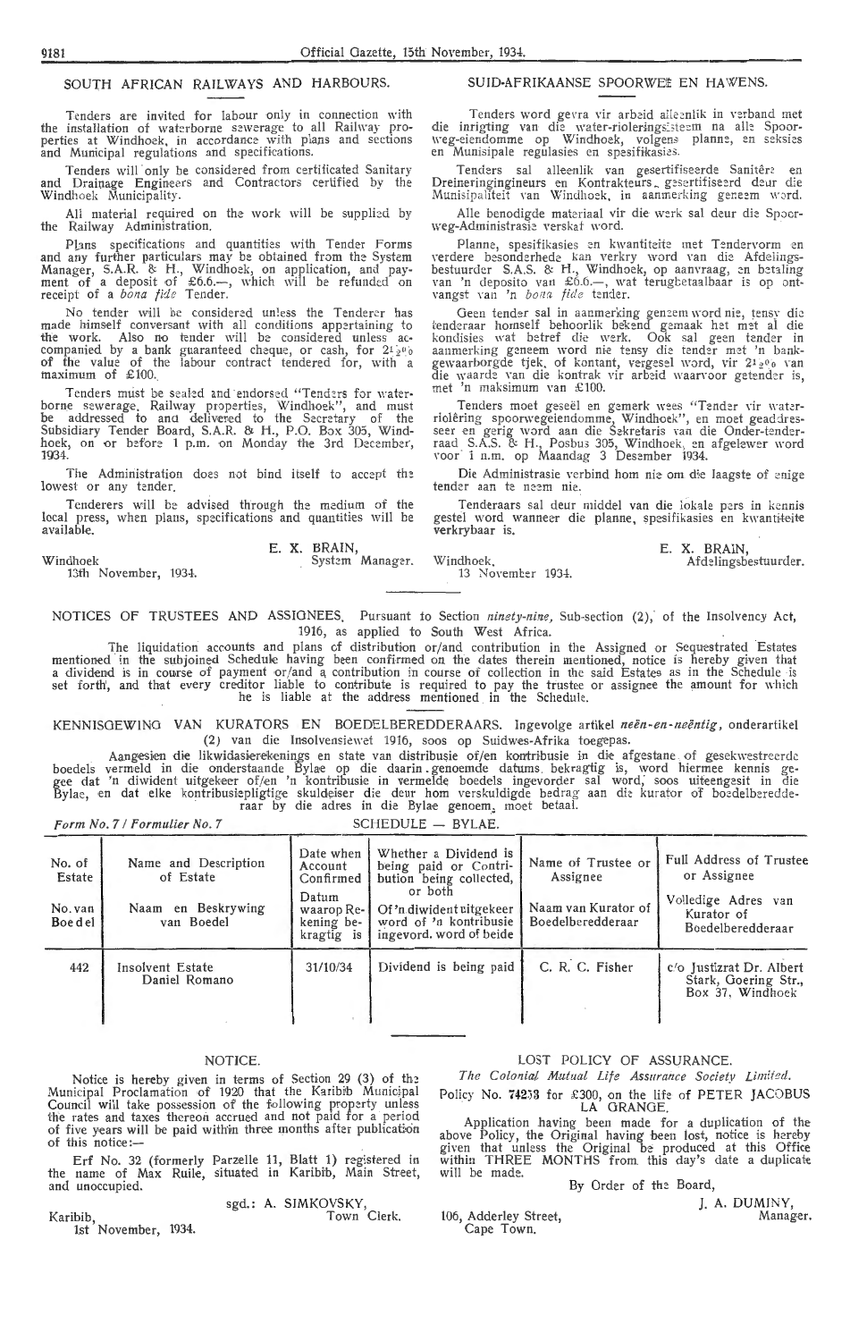## SOUTH AFRICAN RAILWAYS AND HARBOURS.

Tenders are invited for labour only in connection with the installation of waterborne sewerage to all Railway properties at Windhoek, in accordance with plans and sections and Municipal regulations and specifications.

Tenders will only be considered from certificated Sanitary and Drainage Engineers and Contractors certified by the Windhoek Municipality.

All material required on the work will be supplied by the Railway Administration.

Plans specifications and quantities with Tender Forms and any further particulars may be obtained from the System Manager, S.A.R. & H., Windhoek, on application, and payment of a deposit of £6.6.—, which will be refunded on receipt of a *bona fide* Tender.

No tender will be considered unless the Tenderer has made himself conversant with all conditions appertaining to the work. Also no tender will be considered unless accompanied by a bank guaranteed cheque, or cash, for 2½% of the value of the labour contract tendered for, with a maximum of £100.

Tenders must be sealed and endorsed "Tenders for waterborne sewerage. Railway properties, Windhoek", and must be addressed to and delivered to the Secretary of the Subsidiary Tender Board, S.A.R. & H., P.O. Box 305, Windhoek, on or before 1 p.m. on Monday the 3rd December, 1934.

The Administration does not bind itself to accept the lowest or any tender.

Tenderers will be advised through the medium of the local press, when plans, specifications and quantities will be available.

E. X. BRAIN,
System Manager.

Windhoek
13th November, 1934.

## SUID-AFRIKAANSE SPOORWEË EN HAWENS.

Tenders word gevra vir arbeid alleenlik in verband met die inrigting van die water-rioleringstelsel na alle Spoorweg-eiendomme op Windhoek, volgens planne, en seksies en Munisipale regulasies en spesifikasies.

Tenders sal alleenlik van gesertifiseerde Sanitêre en Dreineringingenieurs en Kontrakteurs, gesertifiseerd deur die Munisipaliteit van Windhoek, in aanmerking geneem word.

Alle benodigde materiaal vir die werk sal deur die Spoorweg-Administrasie verskaf word.

Planne, spesifikasies en kwantiteite met Tendervorm en verdere besonderhede kan verkry word van die Afdelingsbestuurder S.A.S. & H., Windhoek, op aanvraag, en betaling van 'n deposito van £6.6.—, wat terugbetaalbaar is op ontvangst van 'n *bona fide* tender.

Geen tender sal in aanmerking geneem word nie, tensy die tenderaar homself behoorlik bekend gemaak het met al die kondisies wat betref die werk. Ook sal geen tender in aanmerking geneem word nie tensy die tender met 'n bankgewaarborgde tjek, of kontant, vergesel word, vir 2½% van die waarde van die kontrak vir arbeid waarvoor getender is, met 'n maksimum van £100.

Tenders moet geseël en gemerk wees "Tender vir water-riolêring spoorwegeiendomme, Windhoek", en moet geadresseer en gerig word aan die Sekretaris van die Onder-tenderraad S.A.S. & H., Posbus 305, Windhoek, en afgelewer word voor 1 n.m. op Maandag 3 Desember 1934.

Die Administrasie verbind hom nie om die laagste of enige tender aan te neem nie.

Tenderaars sal deur middel van die lokale pers in kennis gestel word wanneer die planne, spesifikasies en kwantiteite verkrybaar is.

E. X. BRAIN,
Afdelingsbestuurder.

Windhoek,
13 November 1934.

---

NOTICES OF TRUSTEES AND ASSIGNEES. Pursuant to Section *ninety-nine*, Sub-section (2), of the Insolvency Act, 1916, as applied to South West Africa.

The liquidation accounts and plans of distribution or/and contribution in the Assigned or Sequestrated Estates mentioned in the subjoined Schedule having been confirmed on the dates therein mentioned, notice is hereby given that a dividend is in course of payment or/and a contribution in course of collection in the said Estates as in the Schedule is set forth, and that every creditor liable to contribute is required to pay the trustee or assignee the amount for which he is liable at the address mentioned in the Schedule.

KENNISGEWING VAN KURATORS EN BOEDELBEREDDERAARS. Ingevolge artikel *neën-en-neëntig*, onderartikel (2) van die Insolvensiewet 1916, soos op Suidwes-Afrika toegepas.

Aangesien die likwidasierekenings en state van distribusie of/en kontribusie in die afgestane of gesekwestreerde boedels vermeld in die onderstaande Bylae op die daarin genoemde datums bekragtig is, word hiermee kennis gegee dat 'n diwident uitgekeer of/en 'n kontribusie in vermelde boedels ingevorder sal word, soos uiteengesit in die Bylae, en dat elke kontribusiepligtige skuldeiser die deur hom verskuldigde bedrag aan die kurator of boedelberedderaar by die adres in die Bylae genoem, moet betaal.

*Form No. 7 / Formulier No. 7* — SCHEDULE — BYLAE.

| No. of Estate / No. van Boedel | Name and Description of Estate / Naam en Beskrywing van Boedel | Date when Account Confirmed / Datum waarop Rekening bekragtig is | Whether a Dividend is being paid or Contribution being collected, or both / Of 'n diwident uitgekeer word of 'n kontribusie ingevord. word of beide | Name of Trustee or Assignee / Naam van Kurator of Boedelberedderaar | Full Address of Trustee or Assignee / Volledige Adres van Kurator of Boedelberedderaar |
|---|---|---|---|---|---|
| 442 | Insolvent Estate Daniel Romano | 31/10/34 | Dividend is being paid | C. R. C. Fisher | c/o Justizrat Dr. Albert Stark, Goering Str., Box 37, Windhoek |

---

## NOTICE.

Notice is hereby given in terms of Section 29 (3) of the Municipal Proclamation of 1920 that the Karibib Municipal Council will take possession of the following property unless the rates and taxes thereon accrued and not paid for a period of five years will be paid within three months after publication of this notice:—

Erf No. 32 (formerly Parzelle 11, Blatt 1) registered in the name of Max Ruile, situated in Karibib, Main Street, and unoccupied.

sgd.: A. SIMKOVSKY,
Town Clerk.

Karibib,
1st November, 1934.

## LOST POLICY OF ASSURANCE.

*The Colonial Mutual Life Assurance Society Limited.*

Policy No. 74253 for £300, on the life of PETER JACOBUS LA GRANGE.

Application having been made for a duplication of the above Policy, the Original having been lost, notice is hereby given that unless the Original be produced at this Office within THREE MONTHS from this day's date a duplicate will be made.

By Order of the Board,

J. A. DUMINY,
Manager.

106, Adderley Street,
Cape Town.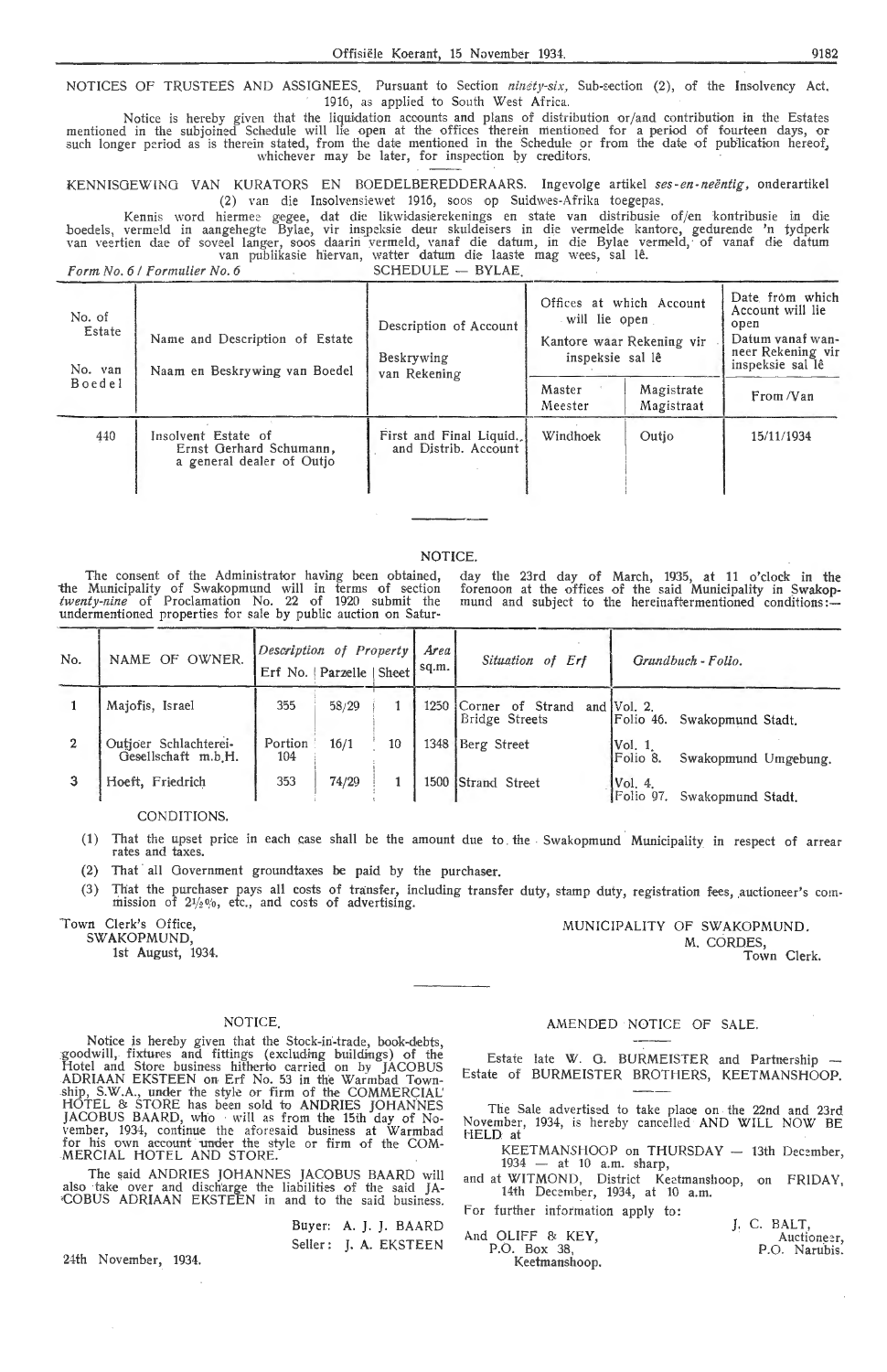NOTICES OF TRUSTEES AND ASSIGNEES. Pursuant to Section *ninety-six*, Sub-section (2), of the Insolvency Act, 1916, as applied to South West Africa.

Notice is hereby given that the liquidation accounts and plans of distribution or/and contribution in the Estates mentioned in the subjoined Schedule will lie open at the offices therein mentioned for a period of fourteen days, or such longer period as is therein stated, from the date mentioned in the Schedule or from the date of publication hereof, whichever may be later, for inspection by creditors.

KENNISGEWING VAN KURATORS EN BOEDELBEREDDERAARS. Ingevolge artikel *ses-en-neëntig*, onderartikel (2) van die Insolvensiewet 1916, soos op Suidwes-Afrika toegepas.

Kennis word hiermee gegee, dat die likwidasierekenings en state van distribusie of/en kontribusie in die boedels, vermeld in aangehegte Bylae, vir inspeksie deur skuldeisers in die vermelde kantore, gedurende 'n tydperk van veertien dae of soveel langer, soos daarin vermeld, vanaf die datum, in die Bylae vermeld, of vanaf die datum van publikasie hiervan, watter datum die laaste mag wees, sal lê.

*Form No. 6 / Formulier No. 6* SCHEDULE — BYLAE.

| No. of Estate / No. van Boedel | Name and Description of Estate / Naam en Beskrywing van Boedel | Description of Account / Beskrywing van Rekening | Offices at which Account will lie open / Kantore waar Rekening vir inspeksie sal lê | | Date from which Account will lie open / Datum vanaf wanneer Rekening vir inspeksie sal lê |
|---|---|---|---|---|---|
| | | | Master / Meester | Magistrate / Magistraat | From /Van |
| 440 | Insolvent Estate of Ernst Gerhard Schumann, a general dealer of Outjo | First and Final Liquid. and Distrib. Account | Windhoek | Outjo | 15/11/1934 |

## NOTICE.

The consent of the Administrator having been obtained, the Municipality of Swakopmund will in terms of section *twenty-nine* of Proclamation No. 22 of 1920 submit the undermentioned properties for sale by public auction on Saturday the 23rd day of March, 1935, at 11 o'clock in the forenoon at the offices of the said Municipality in Swakopmund and subject to the hereinaftermentioned conditions:—

| No. | NAME OF OWNER. | *Description of Property* Erf No. | Parzelle | Sheet | *Area* sq.m. | *Situation of Erf* | *Grundbuch - Folio.* |
|---|---|---|---|---|---|---|---|
| 1 | Majofis, Israel | 355 | 58/29 | 1 | 1250 | Corner of Strand and Bridge Streets | Vol. 2. Folio 46. Swakopmund Stadt. |
| 2 | Outjoer Schlachterei-Gesellschaft m.b.H. | Portion 104 | 16/1 | 10 | 1348 | Berg Street | Vol. 1. Folio 8. Swakopmund Umgebung. |
| 3 | Hoeft, Friedrich | 353 | 74/29 | 1 | 1500 | Strand Street | Vol. 4. Folio 97. Swakopmund Stadt. |

CONDITIONS.

(1) That the upset price in each case shall be the amount due to the Swakopmund Municipality in respect of arrear rates and taxes.

(2) That all Government groundtaxes be paid by the purchaser.

(3) That the purchaser pays all costs of transfer, including transfer duty, stamp duty, registration fees, auctioneer's commission of 2½%, etc., and costs of advertising.

Town Clerk's Office,
SWAKOPMUND,
1st August, 1934.

MUNICIPALITY OF SWAKOPMUND.
M. CORDES,
Town Clerk.

## NOTICE.

Notice is hereby given that the Stock-in-trade, book-debts, goodwill, fixtures and fittings (excluding buildings) of the Hotel and Store business hitherto carried on by JACOBUS ADRIAAN EKSTEEN on Erf No. 53 in the Warmbad Township, S.W.A., under the style or firm of the COMMERCIAL HOTEL & STORE has been sold to ANDRIES JOHANNES JACOBUS BAARD, who will as from the 15th day of November, 1934, continue the aforesaid business at Warmbad for his own account under the style or firm of the COMMERCIAL HOTEL AND STORE.

The said ANDRIES JOHANNES JACOBUS BAARD will also take over and discharge the liabilities of the said JACOBUS ADRIAAN EKSTEEN in and to the said business.

Buyer: A. J. J. BAARD
Seller: J. A. EKSTEEN

24th November, 1934.

## AMENDED NOTICE OF SALE.

Estate late W. G. BURMEISTER and Partnership — Estate of BURMEISTER BROTHERS, KEETMANSHOOP.

The Sale advertised to take place on the 22nd and 23rd November, 1934, is hereby cancelled AND WILL NOW BE HELD at

KEETMANSHOOP on THURSDAY — 13th December, 1934 — at 10 a.m. sharp,

and at WITMOND, District Keetmanshoop, on FRIDAY, 14th December, 1934, at 10 a.m.

For further information apply to:

J. C. BALT,
Auctioneer,
P.O. Narubis.

And OLIFF & KEY,
P.O. Box 38,
Keetmanshoop.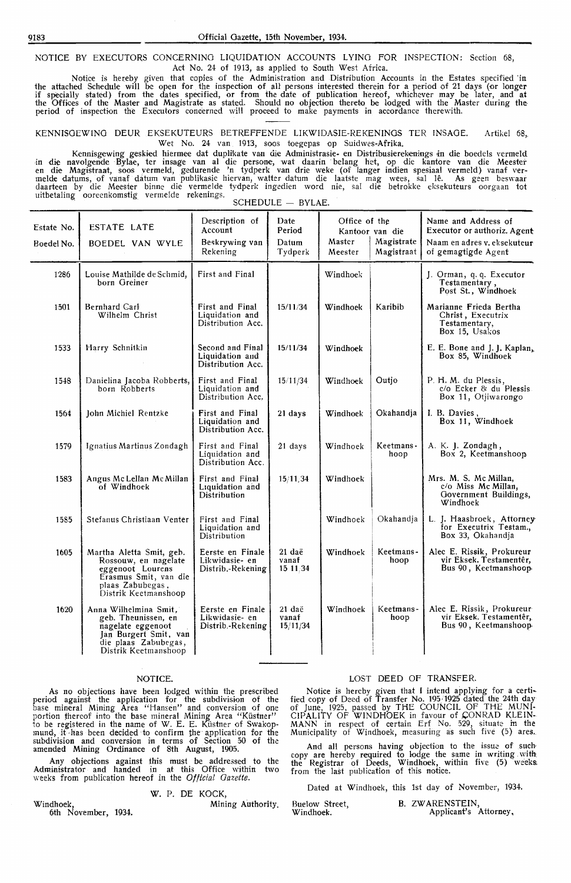NOTICE BY EXECUTORS CONCERNING LIQUIDATION ACCOUNTS LYING FOR INSPECTION: Section 68, Act No. 24 of 1913, as applied to South West Africa.

Notice is hereby given that copies of the Administration and Distribution Accounts in the Estates specified in the attached Schedule will be open for the inspection of all persons interested therein for a period of 21 days (or longer if specially stated) from the dates specified, or from the date of publication hereof, whichever may be later, and at the Offices of the Master and Magistrate as stated. Should no objection thereto be lodged with the Master during the period of inspection the Executors concerned will proceed to make payments in accordance therewith.

KENNISGEWING DEUR EKSEKUTEURS BETREFFENDE LIKWIDASIE-REKENINGS TER INSAGE. Artikel 68, Wet No. 24 van 1913, soos toegepas op Suidwes-Afrika.

Kennisgewing geskied hiermee dat duplikate van die Administrasie- en Distribusierekenings in die boedels vermeld in die navolgende Bylae, ter insage van al die persone, wat daarin belang het, op die kantore van die Meester en die Magistraat, soos vermeld, gedurende 'n tydperk van drie weke (of langer indien spesiaal vermeld) vanaf vermelde datums, of vanaf datum van publikasie hiervan, watter datum die laatste mag wees, sal lê. As geen beswaar daarteen by die Meester binne die vermelde tydperk ingedien word nie, sal die betrokke eksekuteurs oorgaan tot uitbetaling ooreenkomstig vermelde rekenings.

SCHEDULE — BYLAE.

| Estate No. / Boedel No. | ESTATE LATE / BOEDEL VAN WYLE | Description of Account / Beskrywing van Rekening | Date Period / Datum Tydperk | Office of the Master / Kantoor van die Meester | Magistrate / Magistraat | Name and Address of Executor or authoriz. Agent / Naam en adres v. eksekuteur of gemagtigde Agent |
|---|---|---|---|---|---|---|
| 1286 | Louise Mathilde de Schmid, born Greiner | First and Final | | Windhoek | | J. Orman, q. q. Executor Testamentary, Post St., Windhoek |
| 1501 | Bernhard Carl Wilhelm Christ | First and Final Liquidation and Distribution Acc. | 15/11/34 | Windhoek | Karibib | Marianne Frieda Bertha Christ, Executrix Testamentary, Box 15, Usakos |
| 1533 | Harry Schnitkin | Second and Final Liquidation and Distribution Acc. | 15/11/34 | Windhoek | | E. E. Bone and J. J. Kaplan, Box 85, Windhoek |
| 1548 | Danielina Jacoba Robberts, born Robberts | First and Final Liquidation and Distribution Acc. | 15/11/34 | Windhoek | Outjo | P. H. M. du Plessis, c/o Ecker & du Plessis Box 11, Otjiwarongo |
| 1564 | John Michiel Rentzke | First and Final Liquidation and Distribution Acc. | 21 days | Windhoek | Okahandja | I. B. Davies, Box 11, Windhoek |
| 1579 | Ignatius Martinus Zondagh | First and Final Liquidation and Distribution Acc. | 21 days | Windhoek | Keetmanshoop | A. K. J. Zondagh, Box 2, Keetmanshoop |
| 1583 | Angus Mc Lellan Mc Millan of Windhoek | First and Final Liquidation and Distribution | 15/11/34 | Windhoek | | Mrs. M. S. Mc Millan, c/o Miss Mc Millan, Government Buildings, Windhoek |
| 1585 | Stefanus Christiaan Venter | First and Final Liquidation and Distribution | | Windhoek | Okahandja | L. J. Haasbroek, Attorney for Executrix Testam., Box 33, Okahandja |
| 1605 | Martha Aletta Smit, geb. Rossouw, en nagelate eggenoot Lourens Erasmus Smit, van die plaas Zabubegas, Distrik Keetmanshoop | Eerste en Finale Likwidasie- en Distrib.-Rekening | 21 daë vanaf 15/11/34 | Windhoek | Keetmanshoop | Alec E. Rissik, Prokureur vir Eksek. Testamentêr, Bus 90, Keetmanshoop |
| 1620 | Anna Wilhelmina Smit, geb. Theunissen, en nagelate eggenoot Jan Burgert Smit, van die plaas Zabubegas, Distrik Keetmanshoop | Eerste en Finale Likwidasie- en Distrib.-Rekening | 21 daë vanaf 15/11/34 | Windhoek | Keetmanshoop | Alec E. Rissik, Prokureur vir Eksek. Testamentêr, Bus 90, Keetmanshoop |

## NOTICE.

As no objections have been lodged within the prescribed period against the application for the subdivision of the base mineral Mining Area "Hansen" and conversion of one portion thereof into the base mineral Mining Area "Küstner" to be registered in the name of W. E. E. Küstner of Swakopmund, it has been decided to confirm the application for the subdivision and conversion in terms of Section 50 of the amended Mining Ordinance of 8th August, 1905.

Any objections against this must be addressed to the Administrator and handed in at this Office within two weeks from publication hereof in the *Official Gazette.*

W. P. DE KOCK,
Mining Authority.

Windhoek,
6th November, 1934.

## LOST DEED OF TRANSFER.

Notice is hereby given that I intend applying for a certified copy of Deed of Transfer No. 195/1925 dated the 24th day of June, 1925, passed by THE COUNCIL OF THE MUNICIPALITY OF WINDHOEK in favour of CONRAD KLEINMANN in respect of certain Erf No. 529, situate in the Municipality of Windhoek, measuring as such five (5) ares.

And all persons having objection to the issue of such copy are hereby required to lodge the same in writing with the Registrar of Deeds, Windhoek, within five (5) weeks from the last publication of this notice.

Dated at Windhoek, this 1st day of November, 1934.

Buelow Street,
Windhoek.

B. ZWARENSTEIN,
Applicant's Attorney.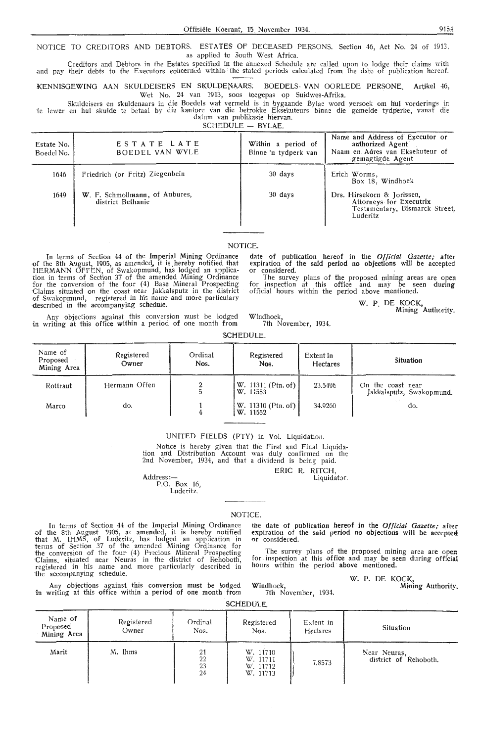NOTICE TO CREDITORS AND DEBTORS. ESTATES OF DECEASED PERSONS. Section 46, Act No. 24 of 1913, as applied to South West Africa.

Creditors and Debtors in the Estates specified in the annexed Schedule are called upon to lodge their claims with and pay their debts to the Executors concerned within the stated periods calculated from the date of publication hereof.

KENNISGEWING AAN SKULDEISERS EN SKULDENAARS. BOEDELS VAN OORLEDE PERSONE. Artikel 46, Wet No. 24 van 1913, soos toegepas op Suidwes-Afrika.

Skuldeisers en skuldenaars in die Boedels wat vermeld is in bygaande Bylae word versoek om hul vorderings in te lewer en hul skulde te betaal by die kantore van die betrokke Eksekuteurs binne die gemelde tydperke, vanaf die datum van publikasie hiervan.

SCHEDULE — BYLAE.

| Estate No. Boedel No. | ESTATE LATE BOEDEL VAN WYLE | Within a period of Binne 'n tydperk van | Name and Address of Executor or authorized Agent Naam en Adres van Eksekuteur of gemagtigde Agent |
|---|---|---|---|
| 1646 | Friedrich (or Fritz) Ziegenbein | 30 days | Erich Worms, Box 18, Windhoek |
| 1649 | W. F. Schmollmann, of Aubures, district Bethanie | 30 days | Drs. Hirsekorn & Jorissen, Attorneys for Executrix Testamentary, Bismarck Street, Luderitz |

NOTICE.

In terms of Section 44 of the Imperial Mining Ordinance of the 8th August, 1905, as amended, it is hereby notified that HERMANN OFFEN, of Swakopmund, has lodged an application in terms of Section 37 of the amended Mining Ordinance for the conversion of the four (4) Base Mineral Prospecting Claims situated on the coast near Jakkalsputz in the district of Swakopmund, registered in his name and more particulary described in the accompanying schedule.

Any objections against this conversion must be lodged in writing at this office within a period of one month from date of publication hereof in the *Official Gazette;* after expiration of the said period no objections will be accepted or considered.

The survey plans of the proposed mining areas are open for inspection at this office and may be seen during official hours within the period above mentioned.

W. P. DE KOCK,
Mining Authority.

Windhoek,
7th November, 1934.

SCHEDULE.

| Name of Proposed Mining Area | Registered Owner | Ordinal Nos. | Registered Nos. | Extent in Hectares | Situation |
|---|---|---|---|---|---|
| Rottraut | Hermann Offen | 2<br>5 | W. 11311 (Ptn. of)<br>W. 11553 | 23.5496 | On the coast near Jakkalsputz, Swakopmund. |
| Marco | do. | 1<br>4 | W. 11310 (Ptn. of)<br>W. 11552 | 34.9260 | do. |

UNITED FIELDS (PTY) in Vol. Liquidation.

Notice is hereby given that the First and Final Liquidation and Distribution Account was duly confirmed on the 2nd November, 1934, and that a dividend is being paid.

ERIC R. RITCH,
Liquidator.

Address:—
P.O. Box 16,
Luderitz.

NOTICE.

In terms of Section 44 of the Imperial Mining Ordinance of the 8th August 1905, as amended, it is hereby notified that M. IHMS, of Luderitz, has lodged an application in terms of Section 37 of the amended Mining Ordinance for the conversion of the four (4) Precious Mineral Prospecting Claims, situated near Neuras in the district of Rehoboth, registered in his name and more particularly described in the accompanying schedule.

Any objections against this conversion must be lodged in writing at this office within a period of one month from the date of publication hereof in the *Official Gazette;* after expiration of the said period no objections will be accepted or considered.

The survey plans of the proposed mining area are open for inspection at this office and may be seen during official hours within the period above mentioned.

W. P. DE KOCK,
Mining Authority.

Windhoek,
7th November, 1934.

SCHEDULE.

| Name of Proposed Mining Area | Registered Owner | Ordinal Nos. | Registered Nos. | Extent in Hectares | Situation |
|---|---|---|---|---|---|
| Marit | M. Ihms | 21<br>22<br>23<br>24 | W. 11710<br>W. 11711<br>W. 11712<br>W. 11713 | 7.8573 | Near Neuras, district of Rehoboth. |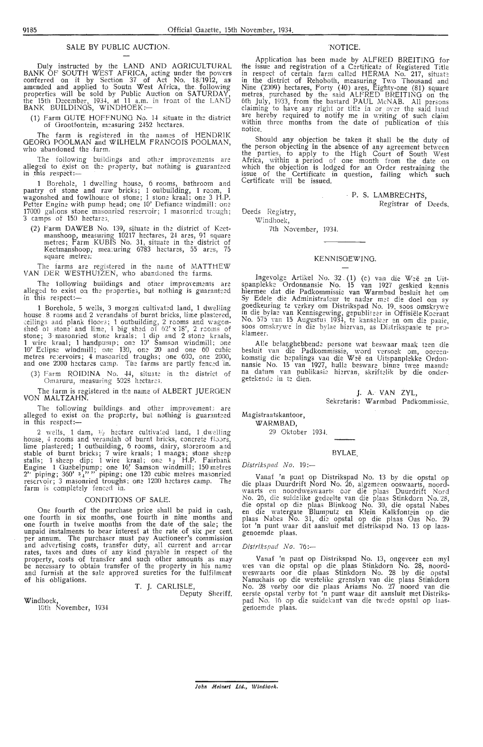## SALE BY PUBLIC AUCTION.

Duly instructed by the LAND AND AGRICULTURAL BANK OF SOUTH WEST AFRICA, acting under the powers conferred on it by Section 37 of Act No. 18/1912, as amended and applied to South West Africa, the following properties will be sold by Public Auction on SATURDAY, the 15th December, 1934, at 11 a.m. in front of the LAND BANK BUILDINGS, WINDHOEK:—

(1) Farm GUTE HOFFNUNG No. 14 situate in the district of Grootfontein, measuring 2452 hectares.

The farm is registered in the names of HENDRIK GEORG POOLMAN and WILHELM FRANCOIS POOLMAN, who abandoned the farm.

The following buildings and other improvements are alleged to exist on the property, but nothing is guaranteed in this respect:—

1 Borehole, 1 dwelling house, 6 rooms, bathroom and pantry of stone and raw bricks; 1 outbuilding, 1 room, 1 wagonshed and fowlhouse of stone; 1 stone kraal; one 3 H.P. Petter Engine with pump head; one 10' Defiance windmill; one 17000 gallons stone masonried reservoir; 1 masonried trough; 3 camps of 150 hectares.

(2) Farm DAWEB No. 139, situate in the district of Keetmanshoop, measuring 10217 hectares, 24 ares, 91 square metres; Farm KUBIS No. 31, situate in the district of Keetmanshoop, measuring 6783 hectares, 55 ares, 75 square metres:

The farms are registered in the name of MATTHEW VAN DER WESTHUIZEN, who abandoned the farms.

The following buildings and other improvements are alleged to exist on the properties, but nothing is guaranteed in this respect:—

1 Borehole, 5 wells, 3 morgen cultivated land, 1 dwelling house 8 rooms and 2 verandahs of burnt bricks, lime plastered, ceilings and plank floors; 1 outbuilding, 2 rooms and wagonshed of stone and lime, 1 big shed of 62' x 18', 2 rooms of stone; 3 masonried stone kraals; 1 dip and 2 stone kraals, 1 wire kraal; 1 handpump; one 10' Samson windmill; one 10' Eclipse windmill; one 130, one 20 and one 60 cubic metres reservoirs; 4 masonried troughs; one 600, one 2000, and one 2000 hectares camp. The farms are partly fenced in.

(3) Farm ROIDINA No. 44, situate in the district of Omaruru, measuring 5028 hectares.

The farm is registered in the name of ALBERT JUERGEN VON MALTZAHN.

The following buildings and other improvements are alleged to exist on the property, but nothing is guaranteed in this respect:—

2 wells, 1 dam, 1/2 hectare cultivated land, 1 dwelling house, 4 rooms and verandah of burnt bricks, concrete floors, lime plastered; 1 outbuilding, 6 rooms, dairy, storeroom and stable of burnt bricks; 7 wire kraals; 1 manga; stone sheep stalls; 1 sheep dip; 1 wire kraal; one 1 1/2 H.P. Fairbank Engine 1 Guebelpump; one 16' Samson windmill; 150 metres 2" piping; 360' 3/4" piping; one 120 cubic metres masonried reservoir; 3 masonried troughs; one 1200 hectares camp. The farm is completely fenced in.

### CONDITIONS OF SALE.

One fourth of the purchase price shall be paid in cash, one fourth in six months, one fourth in nine months and one fourth in twelve months from the date of the sale; the unpaid instalments to bear interest at the rate of six per cent per annum. The purchaser must pay Auctioneer's commission and advertising costs, transfer duty, all current and arrear rates, taxes and dues of any kind payable in respect of the property, costs of transfer and such other amounts as may be necessary to obtain transfer of the property in his name and furnish at the sale approved sureties for the fulfilment of his obligations.

T. J. CARLISLE,
Deputy Sheriff.

Windhoek,
10th November, 1934

## NOTICE.

Application has been made by ALFRED BREITING for the issue and registration of a Certificate of Registered Title in respect of certain farm called HERMA No. 217, situate in the district of Rehoboth, measuring Two Thousand and Nine (2009) hectares, Forty (40) ares, Eighty-one (81) square metres, purchased by the said ALFRED BREITING on the 6th July, 1933, from the bastard PAUL McNAB. All persons claiming to have any right or title in or over the said land are hereby required to notify me in writing of such claim within three months from the date of publication of this notice.

Should any objection be taken it shall be the duty of the person objecting in the absence of any agreement between the parties, to apply to the High Court of South West Africa, within a period of one month from the date on which the objection is lodged for an Order restraining the issue of the Certificate in question, failing which such Certificate will be issued.

P. S. LAMBRECHTS,
Registrar of Deeds.

Deeds Registry,
Windhoek,
7th November, 1934.

## KENNISGEWING.

Ingevolge Artikel No. 32 (1) (c) van die Weë en Uitspanplekke Ordonnansie No. 15 van 1927 geskied kennis hiermee dat die Padkommissie van Warmbad besluit het om Sy Edele die Administrateur te nader met die doel om sy goedkeuring te verkry om Distrikspad No. 19, soos omskrywe in die bylae van Kennisgewing, gepubliseer in Offisiële Koerant No. 575 van 15 Augustus 1934, te kanseleer en om die paaie, soos omskrywe in die bylae hiervan, as Distrikspaaie te proklameer.

Alle belanghebbende persone wat beswaar maak teen die besluit van die Padkommissie, word versoek om, ooreenkomstig die bepalings van die Weë en Uitspanplekke Ordonnansie No. 15 van 1927, hulle besware binne twee maande na datum van publikasie hiervan, skriftelik by die ondergetekende in te dien.

J. A. VAN ZYL,
Sekretaris: Warmbad Padkommissie.

Magistraatskantoor,
WARMBAD,
29 Oktober 1934.

### BYLAE.

*Distrikspad No. 19:—*

Vanaf 'n punt op Distrikspad No. 13 by die opstal op die plaas Duurdrift Nord No. 26, algemeen ooswaarts, noordwaarts en noordweswaarts oor die plaas Duurdrift Nord No. 26, die suidelike gedeelte van die plaas Stinkdorn No. 28, die opstal op die plaas Blinkoog No. 30, die opstal Nabes en die watergate Blumputz en Klein Kalkfontein op die plaas Nabes No. 31, die opstal op die plaas Oas No. 29 tot 'n punt waar dit aansluit met distrikspad No. 13 op laasgenoemde plaas.

*Distrikspad No. 76:—*

Vanaf 'n punt op Distrikspad No. 13, ongeveer een myl wes van die opstal op die plaas Stinkdorn No. 28, noordweswaarts oor die plaas Stinkdorn No. 28 by die opstal Nanuchais op die westelike grenslyn van die plaas Stinkdorn No. 28 verby oor die plaas Ariams No. 27 noord van die eerste opstal verby tot 'n punt waar dit aansluit met Distrikspad No. 16 op die suidekant van die tweede opstal op laasgenoemde plaas.

*John Meinert Ltd., Windhoek.*